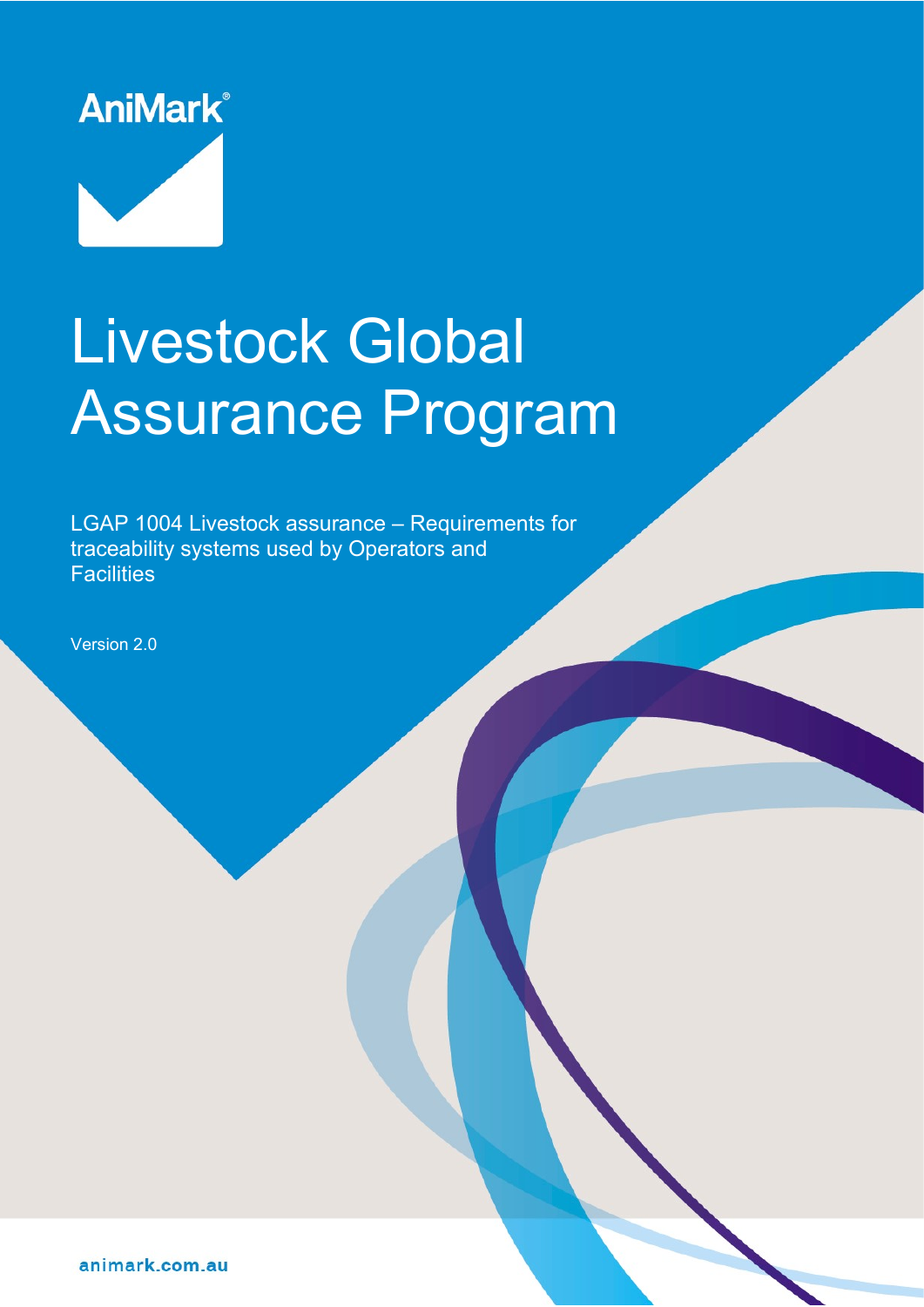AniMark®

# Livestock Global Assurance Program

LGAP 1004 Livestock assurance – Requirements for traceability systems used by Operators and Facilities

Version 2.0

animark.com.au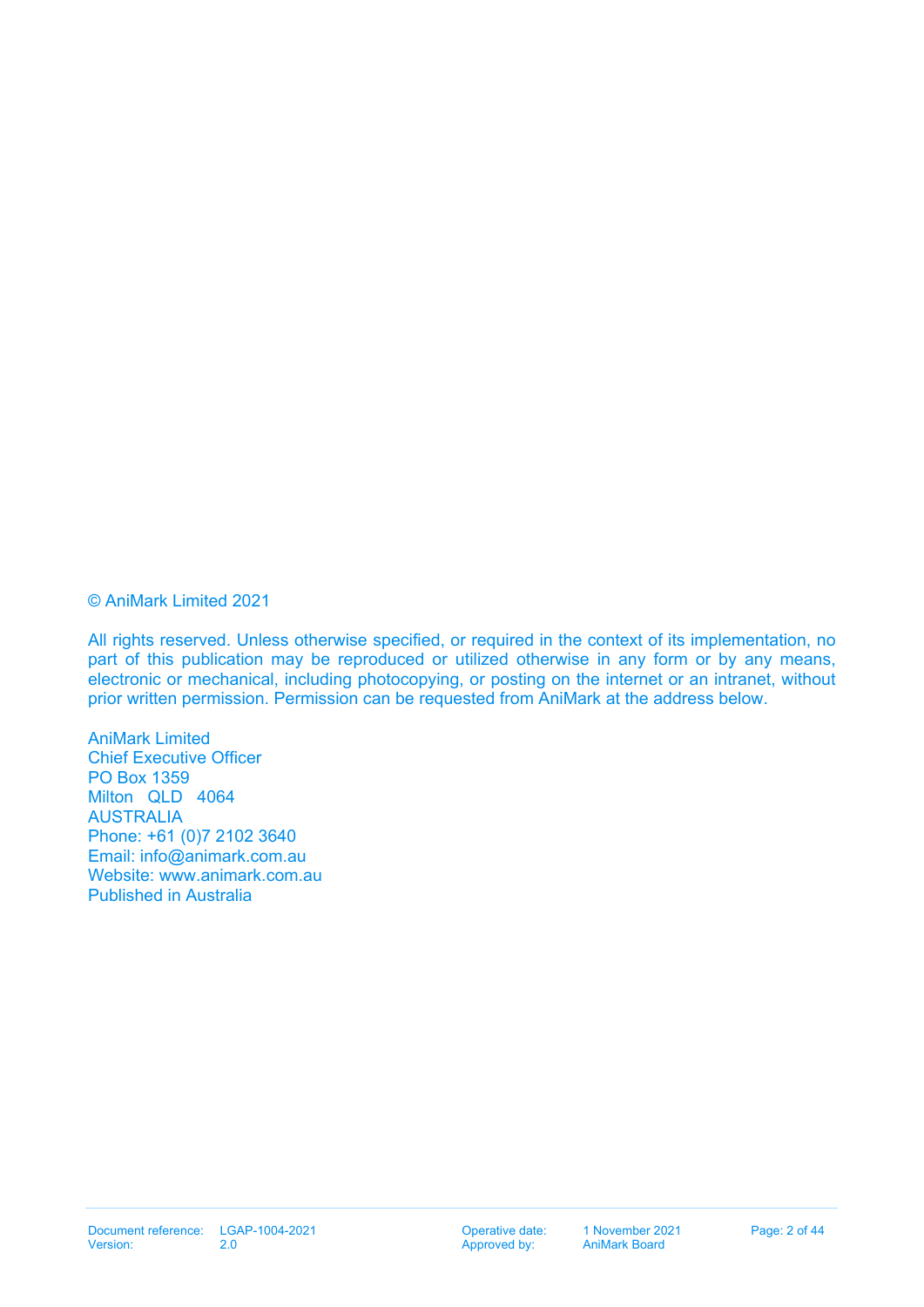© AniMark Limited 2021

All rights reserved. Unless otherwise specified, or required in the context of its implementation, no part of this publication may be reproduced or utilized otherwise in any form or by any means, electronic or mechanical, including photocopying, or posting on the internet or an intranet, without prior written permission. Permission can be requested from AniMark at the address below.

AniMark Limited  
Chief Executive Officer  
PO Box 1359  
Milton QLD 4064  
AUSTRALIA  
Phone: +61 (0)7 2102 3640  
Email: info@animark.com.au  
Website: www.animark.com.au  
Published in Australia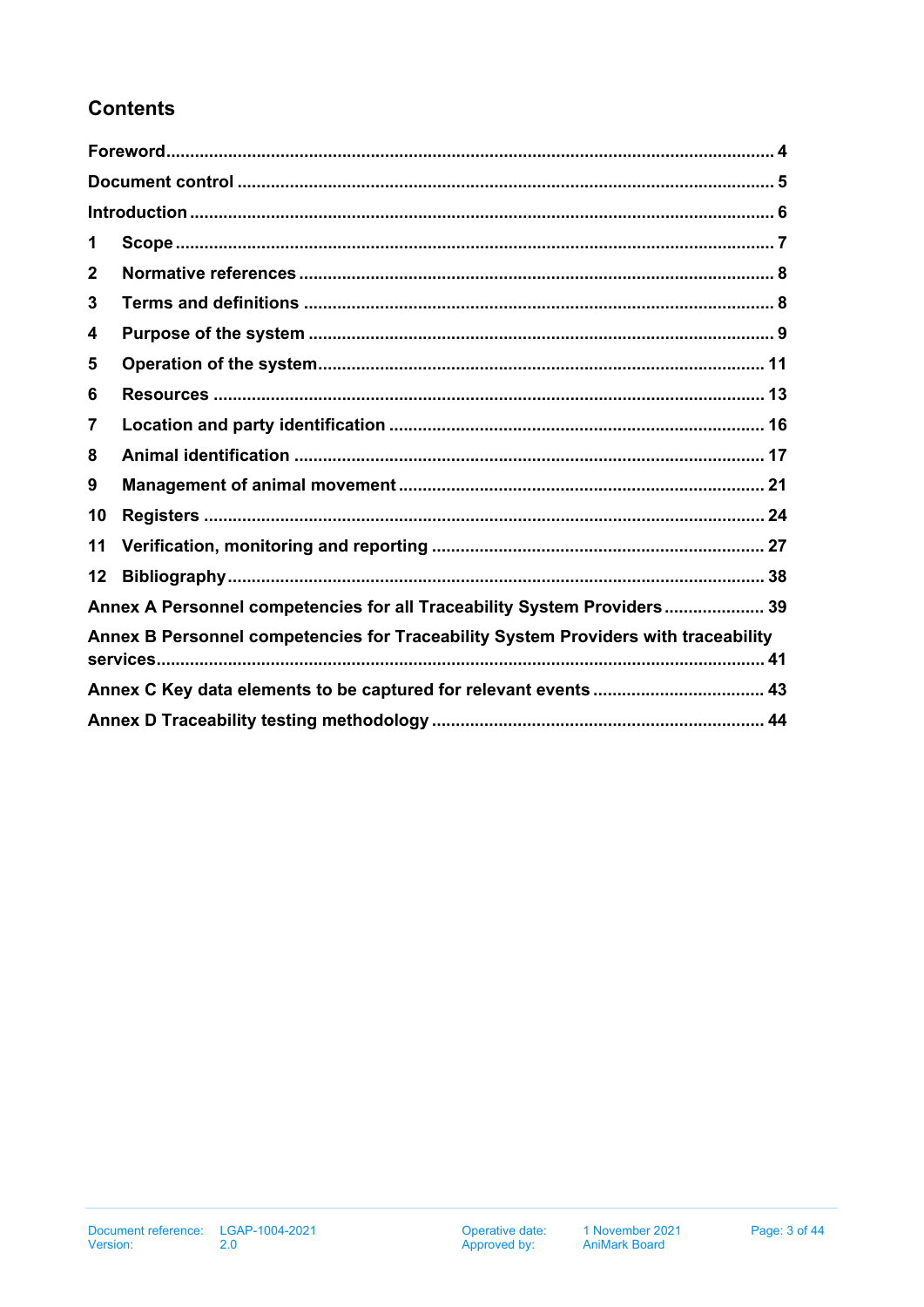# Contents

| | |
|---|---|
| **Foreword** | **4** |
| **Document control** | **5** |
| **Introduction** | **6** |
| **1 Scope** | **7** |
| **2 Normative references** | **8** |
| **3 Terms and definitions** | **8** |
| **4 Purpose of the system** | **9** |
| **5 Operation of the system** | **11** |
| **6 Resources** | **13** |
| **7 Location and party identification** | **16** |
| **8 Animal identification** | **17** |
| **9 Management of animal movement** | **21** |
| **10 Registers** | **24** |
| **11 Verification, monitoring and reporting** | **27** |
| **12 Bibliography** | **38** |
| **Annex A Personnel competencies for all Traceability System Providers** | **39** |
| **Annex B Personnel competencies for Traceability System Providers with traceability services** | **41** |
| **Annex C Key data elements to be captured for relevant events** | **43** |
| **Annex D Traceability testing methodology** | **44** |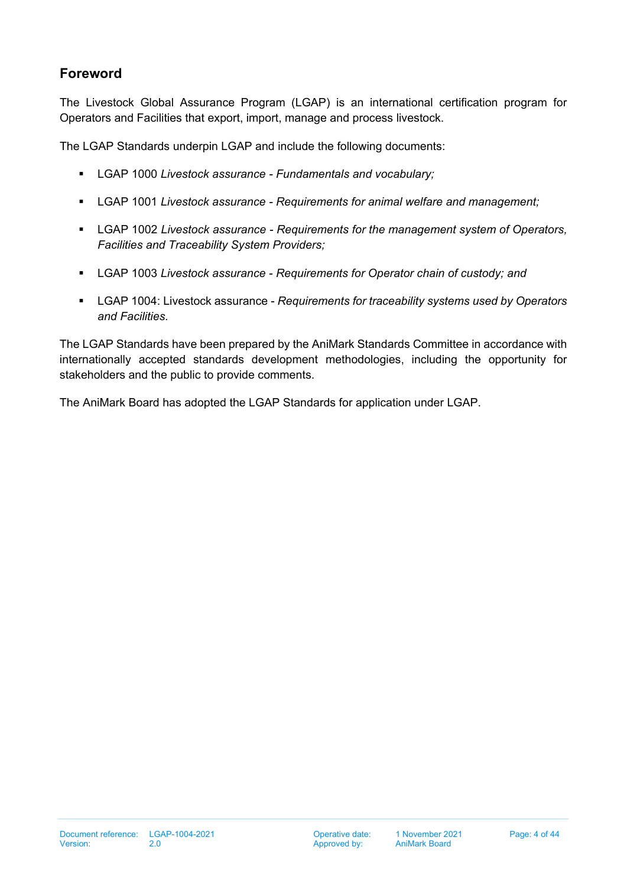## Foreword

The Livestock Global Assurance Program (LGAP) is an international certification program for Operators and Facilities that export, import, manage and process livestock.

The LGAP Standards underpin LGAP and include the following documents:

- LGAP 1000 *Livestock assurance - Fundamentals and vocabulary;*
- LGAP 1001 *Livestock assurance - Requirements for animal welfare and management;*
- LGAP 1002 *Livestock assurance - Requirements for the management system of Operators, Facilities and Traceability System Providers;*
- LGAP 1003 *Livestock assurance - Requirements for Operator chain of custody; and*
- LGAP 1004: Livestock assurance - *Requirements for traceability systems used by Operators and Facilities.*

The LGAP Standards have been prepared by the AniMark Standards Committee in accordance with internationally accepted standards development methodologies, including the opportunity for stakeholders and the public to provide comments.

The AniMark Board has adopted the LGAP Standards for application under LGAP.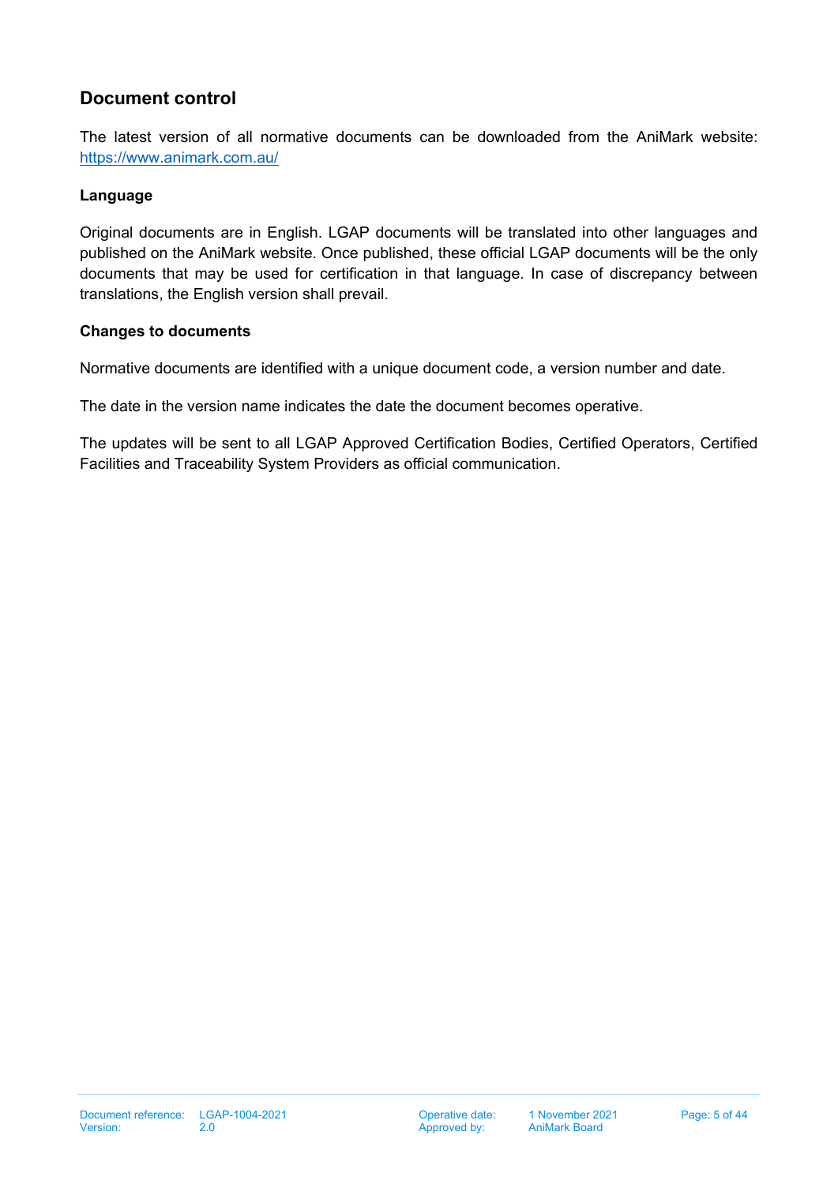## Document control

The latest version of all normative documents can be downloaded from the AniMark website: https://www.animark.com.au/

### Language

Original documents are in English. LGAP documents will be translated into other languages and published on the AniMark website. Once published, these official LGAP documents will be the only documents that may be used for certification in that language. In case of discrepancy between translations, the English version shall prevail.

### Changes to documents

Normative documents are identified with a unique document code, a version number and date.

The date in the version name indicates the date the document becomes operative.

The updates will be sent to all LGAP Approved Certification Bodies, Certified Operators, Certified Facilities and Traceability System Providers as official communication.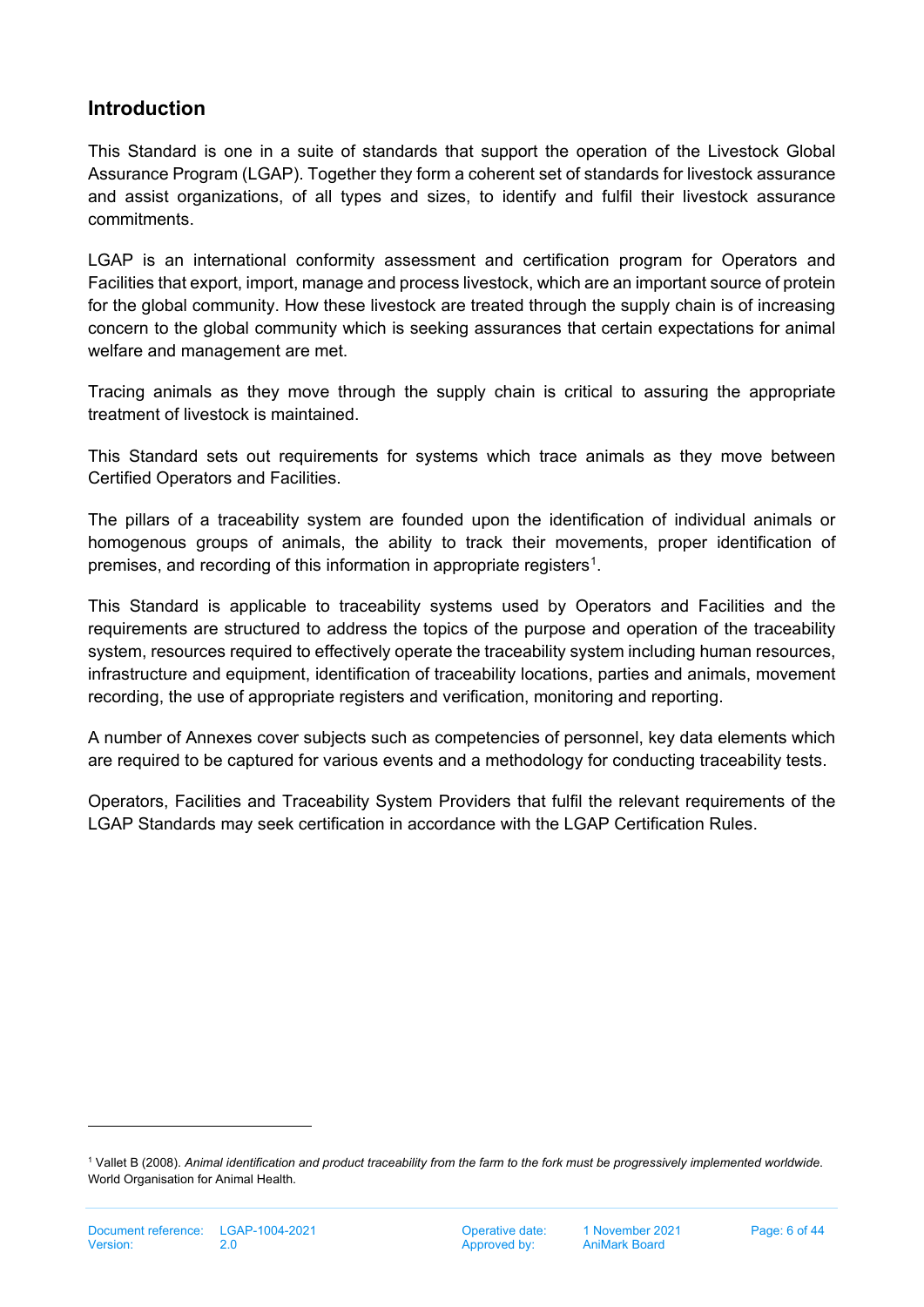## Introduction

This Standard is one in a suite of standards that support the operation of the Livestock Global Assurance Program (LGAP). Together they form a coherent set of standards for livestock assurance and assist organizations, of all types and sizes, to identify and fulfil their livestock assurance commitments.

LGAP is an international conformity assessment and certification program for Operators and Facilities that export, import, manage and process livestock, which are an important source of protein for the global community. How these livestock are treated through the supply chain is of increasing concern to the global community which is seeking assurances that certain expectations for animal welfare and management are met.

Tracing animals as they move through the supply chain is critical to assuring the appropriate treatment of livestock is maintained.

This Standard sets out requirements for systems which trace animals as they move between Certified Operators and Facilities.

The pillars of a traceability system are founded upon the identification of individual animals or homogenous groups of animals, the ability to track their movements, proper identification of premises, and recording of this information in appropriate registers[1].

This Standard is applicable to traceability systems used by Operators and Facilities and the requirements are structured to address the topics of the purpose and operation of the traceability system, resources required to effectively operate the traceability system including human resources, infrastructure and equipment, identification of traceability locations, parties and animals, movement recording, the use of appropriate registers and verification, monitoring and reporting.

A number of Annexes cover subjects such as competencies of personnel, key data elements which are required to be captured for various events and a methodology for conducting traceability tests.

Operators, Facilities and Traceability System Providers that fulfil the relevant requirements of the LGAP Standards may seek certification in accordance with the LGAP Certification Rules.

---

[1] Vallet B (2008). *Animal identification and product traceability from the farm to the fork must be progressively implemented worldwide.* World Organisation for Animal Health.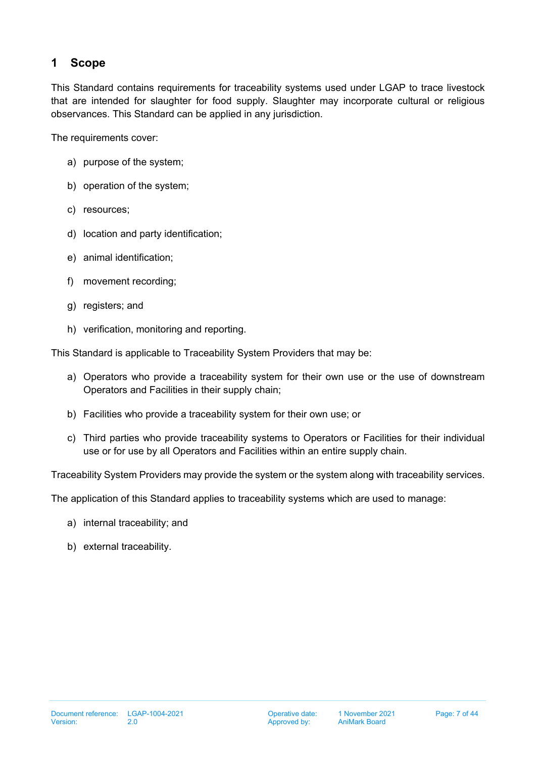# 1 Scope

This Standard contains requirements for traceability systems used under LGAP to trace livestock that are intended for slaughter for food supply. Slaughter may incorporate cultural or religious observances. This Standard can be applied in any jurisdiction.

The requirements cover:

a) purpose of the system;

b) operation of the system;

c) resources;

d) location and party identification;

e) animal identification;

f) movement recording;

g) registers; and

h) verification, monitoring and reporting.

This Standard is applicable to Traceability System Providers that may be:

a) Operators who provide a traceability system for their own use or the use of downstream Operators and Facilities in their supply chain;

b) Facilities who provide a traceability system for their own use; or

c) Third parties who provide traceability systems to Operators or Facilities for their individual use or for use by all Operators and Facilities within an entire supply chain.

Traceability System Providers may provide the system or the system along with traceability services.

The application of this Standard applies to traceability systems which are used to manage:

a) internal traceability; and

b) external traceability.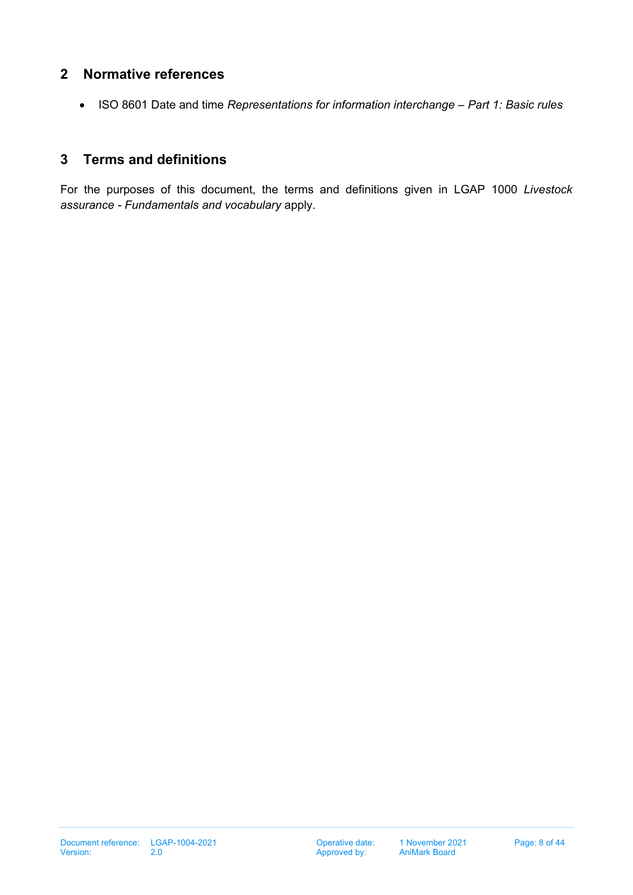## 2 Normative references

- ISO 8601 Date and time *Representations for information interchange – Part 1: Basic rules*

## 3 Terms and definitions

For the purposes of this document, the terms and definitions given in LGAP 1000 *Livestock assurance - Fundamentals and vocabulary* apply.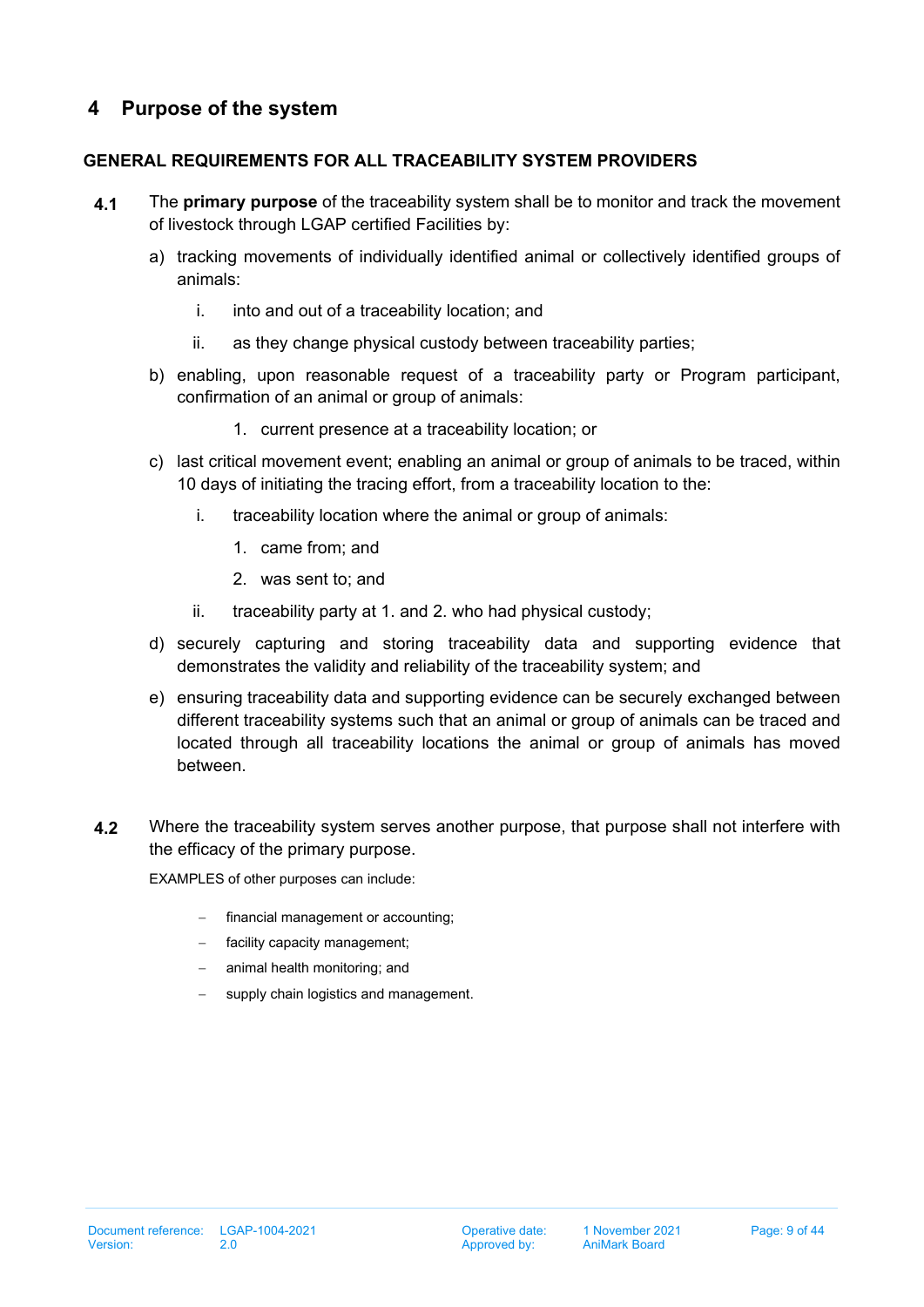# 4 Purpose of the system

**GENERAL REQUIREMENTS FOR ALL TRACEABILITY SYSTEM PROVIDERS**

**4.1** The **primary purpose** of the traceability system shall be to monitor and track the movement of livestock through LGAP certified Facilities by:

a) tracking movements of individually identified animal or collectively identified groups of animals:

   i. into and out of a traceability location; and

   ii. as they change physical custody between traceability parties;

b) enabling, upon reasonable request of a traceability party or Program participant, confirmation of an animal or group of animals:

   1. current presence at a traceability location; or

c) last critical movement event; enabling an animal or group of animals to be traced, within 10 days of initiating the tracing effort, from a traceability location to the:

   i. traceability location where the animal or group of animals:

      1. came from; and

      2. was sent to; and

   ii. traceability party at 1. and 2. who had physical custody;

d) securely capturing and storing traceability data and supporting evidence that demonstrates the validity and reliability of the traceability system; and

e) ensuring traceability data and supporting evidence can be securely exchanged between different traceability systems such that an animal or group of animals can be traced and located through all traceability locations the animal or group of animals has moved between.

**4.2** Where the traceability system serves another purpose, that purpose shall not interfere with the efficacy of the primary purpose.

EXAMPLES of other purposes can include:

- financial management or accounting;
- facility capacity management;
- animal health monitoring; and
- supply chain logistics and management.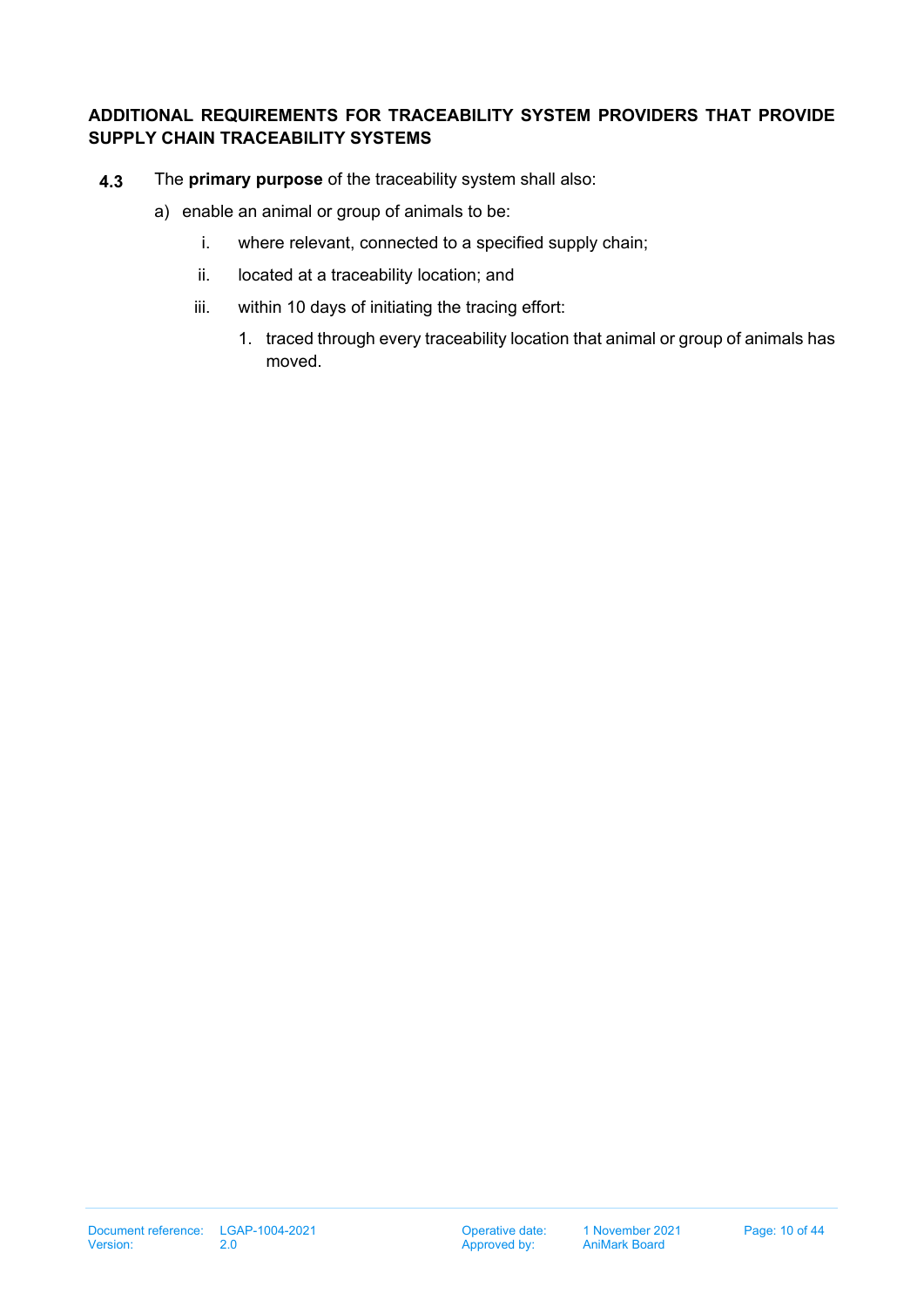### ADDITIONAL REQUIREMENTS FOR TRACEABILITY SYSTEM PROVIDERS THAT PROVIDE SUPPLY CHAIN TRACEABILITY SYSTEMS

**4.3** The **primary purpose** of the traceability system shall also:

a) enable an animal or group of animals to be:

   i. where relevant, connected to a specified supply chain;

   ii. located at a traceability location; and

   iii. within 10 days of initiating the tracing effort:

      1. traced through every traceability location that animal or group of animals has moved.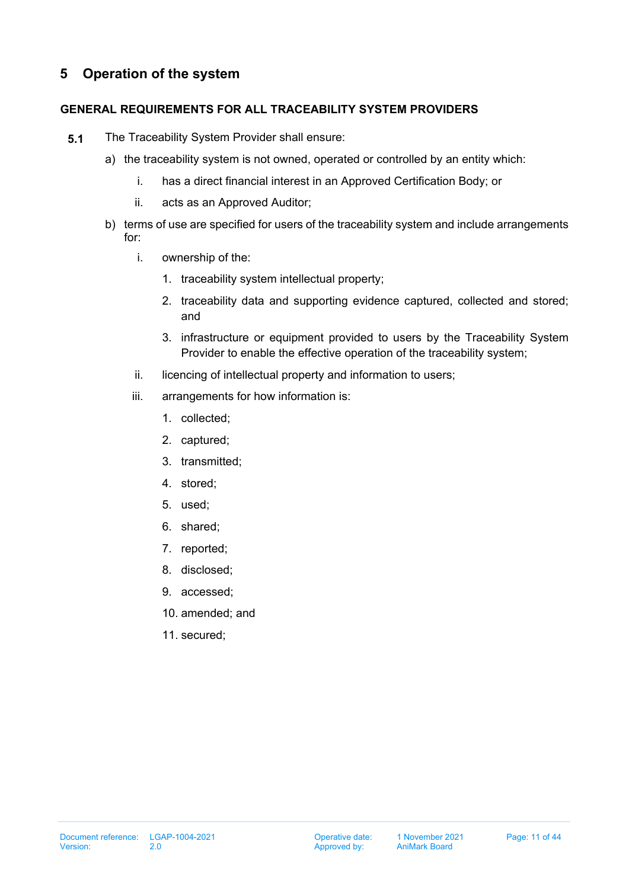# 5 Operation of the system

### GENERAL REQUIREMENTS FOR ALL TRACEABILITY SYSTEM PROVIDERS

**5.1** The Traceability System Provider shall ensure:

a) the traceability system is not owned, operated or controlled by an entity which:

   i. has a direct financial interest in an Approved Certification Body; or

   ii. acts as an Approved Auditor;

b) terms of use are specified for users of the traceability system and include arrangements for:

   i. ownership of the:

      1. traceability system intellectual property;

      2. traceability data and supporting evidence captured, collected and stored; and

      3. infrastructure or equipment provided to users by the Traceability System Provider to enable the effective operation of the traceability system;

   ii. licencing of intellectual property and information to users;

   iii. arrangements for how information is:

      1. collected;

      2. captured;

      3. transmitted;

      4. stored;

      5. used;

      6. shared;

      7. reported;

      8. disclosed;

      9. accessed;

      10. amended; and

      11. secured;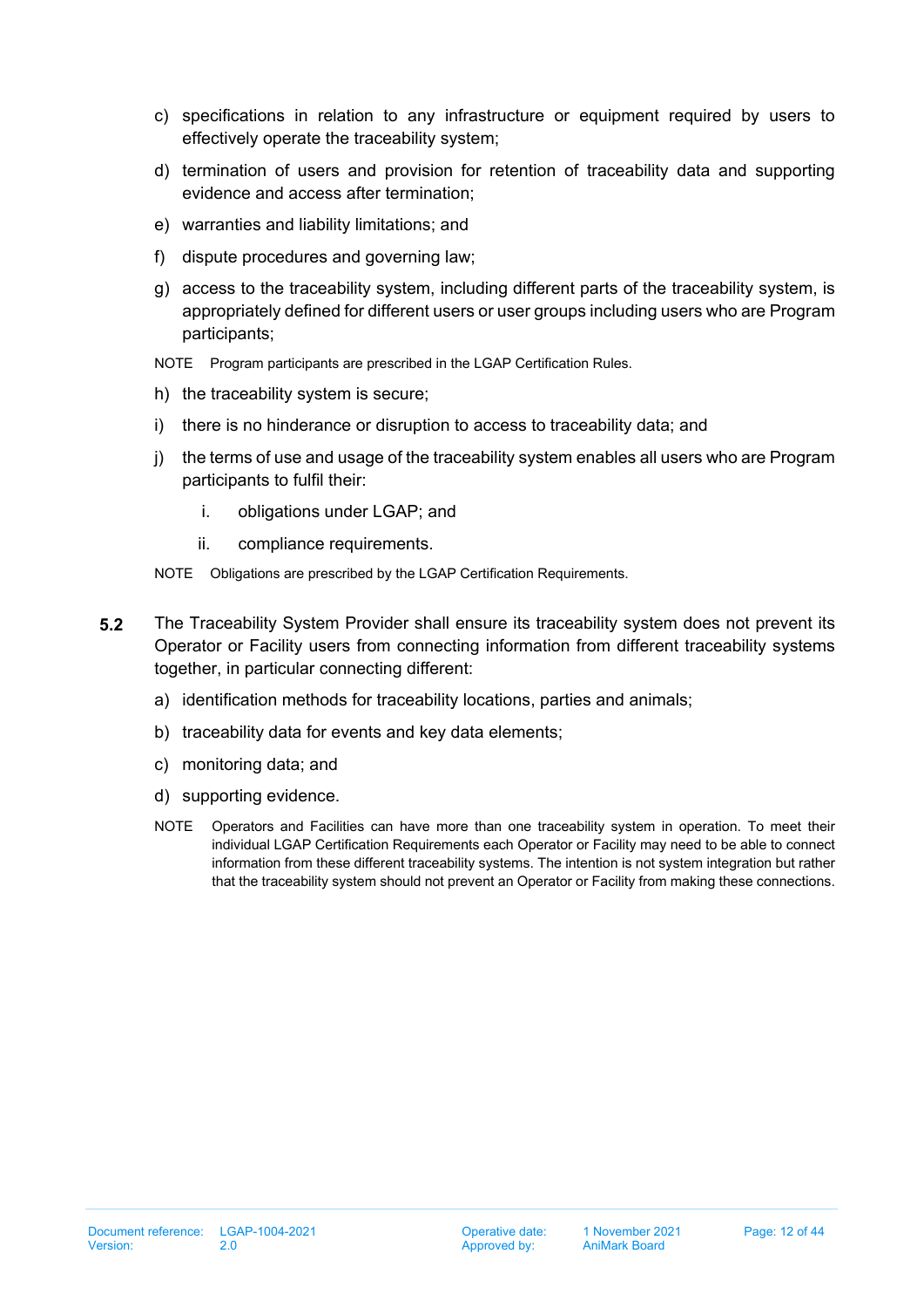c) specifications in relation to any infrastructure or equipment required by users to effectively operate the traceability system;

d) termination of users and provision for retention of traceability data and supporting evidence and access after termination;

e) warranties and liability limitations; and

f) dispute procedures and governing law;

g) access to the traceability system, including different parts of the traceability system, is appropriately defined for different users or user groups including users who are Program participants;

NOTE Program participants are prescribed in the LGAP Certification Rules.

h) the traceability system is secure;

i) there is no hinderance or disruption to access to traceability data; and

j) the terms of use and usage of the traceability system enables all users who are Program participants to fulfil their:

   i. obligations under LGAP; and

   ii. compliance requirements.

NOTE Obligations are prescribed by the LGAP Certification Requirements.

**5.2** The Traceability System Provider shall ensure its traceability system does not prevent its Operator or Facility users from connecting information from different traceability systems together, in particular connecting different:

a) identification methods for traceability locations, parties and animals;

b) traceability data for events and key data elements;

c) monitoring data; and

d) supporting evidence.

NOTE Operators and Facilities can have more than one traceability system in operation. To meet their individual LGAP Certification Requirements each Operator or Facility may need to be able to connect information from these different traceability systems. The intention is not system integration but rather that the traceability system should not prevent an Operator or Facility from making these connections.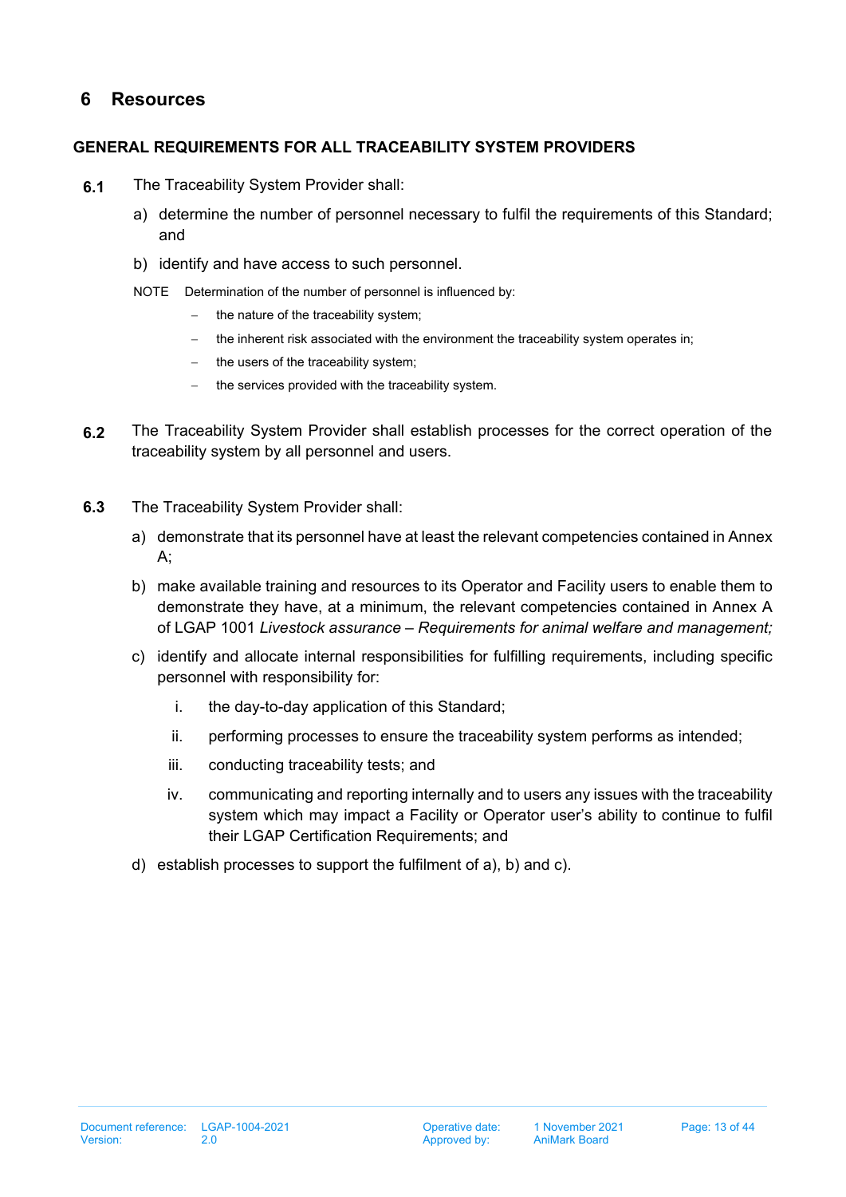# 6 Resources

**GENERAL REQUIREMENTS FOR ALL TRACEABILITY SYSTEM PROVIDERS**

**6.1** The Traceability System Provider shall:

a) determine the number of personnel necessary to fulfil the requirements of this Standard; and

b) identify and have access to such personnel.

NOTE Determination of the number of personnel is influenced by:

- the nature of the traceability system;
- the inherent risk associated with the environment the traceability system operates in;
- the users of the traceability system;
- the services provided with the traceability system.

**6.2** The Traceability System Provider shall establish processes for the correct operation of the traceability system by all personnel and users.

**6.3** The Traceability System Provider shall:

a) demonstrate that its personnel have at least the relevant competencies contained in Annex A;

b) make available training and resources to its Operator and Facility users to enable them to demonstrate they have, at a minimum, the relevant competencies contained in Annex A of LGAP 1001 *Livestock assurance – Requirements for animal welfare and management;*

c) identify and allocate internal responsibilities for fulfilling requirements, including specific personnel with responsibility for:

   i. the day-to-day application of this Standard;

   ii. performing processes to ensure the traceability system performs as intended;

   iii. conducting traceability tests; and

   iv. communicating and reporting internally and to users any issues with the traceability system which may impact a Facility or Operator user's ability to continue to fulfil their LGAP Certification Requirements; and

d) establish processes to support the fulfilment of a), b) and c).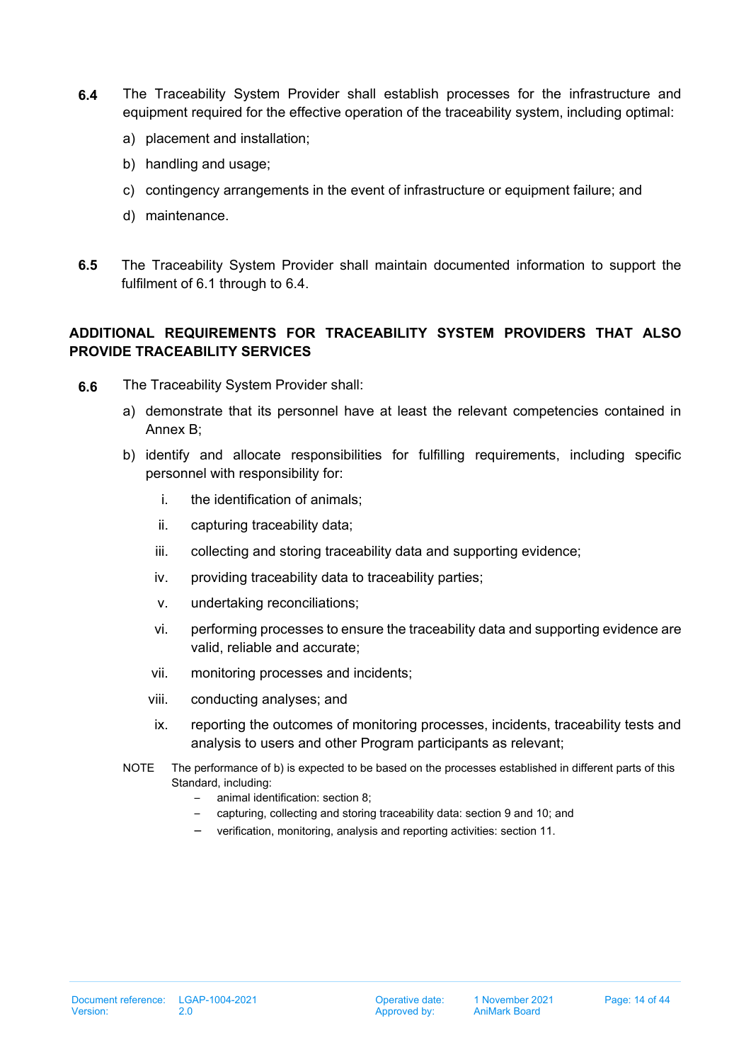**6.4** The Traceability System Provider shall establish processes for the infrastructure and equipment required for the effective operation of the traceability system, including optimal:

a) placement and installation;

b) handling and usage;

c) contingency arrangements in the event of infrastructure or equipment failure; and

d) maintenance.

**6.5** The Traceability System Provider shall maintain documented information to support the fulfilment of 6.1 through to 6.4.

## ADDITIONAL REQUIREMENTS FOR TRACEABILITY SYSTEM PROVIDERS THAT ALSO PROVIDE TRACEABILITY SERVICES

**6.6** The Traceability System Provider shall:

a) demonstrate that its personnel have at least the relevant competencies contained in Annex B;

b) identify and allocate responsibilities for fulfilling requirements, including specific personnel with responsibility for:

   i. the identification of animals;

   ii. capturing traceability data;

   iii. collecting and storing traceability data and supporting evidence;

   iv. providing traceability data to traceability parties;

   v. undertaking reconciliations;

   vi. performing processes to ensure the traceability data and supporting evidence are valid, reliable and accurate;

   vii. monitoring processes and incidents;

   viii. conducting analyses; and

   ix. reporting the outcomes of monitoring processes, incidents, traceability tests and analysis to users and other Program participants as relevant;

NOTE The performance of b) is expected to be based on the processes established in different parts of this Standard, including:

- animal identification: section 8;
- capturing, collecting and storing traceability data: section 9 and 10; and
- verification, monitoring, analysis and reporting activities: section 11.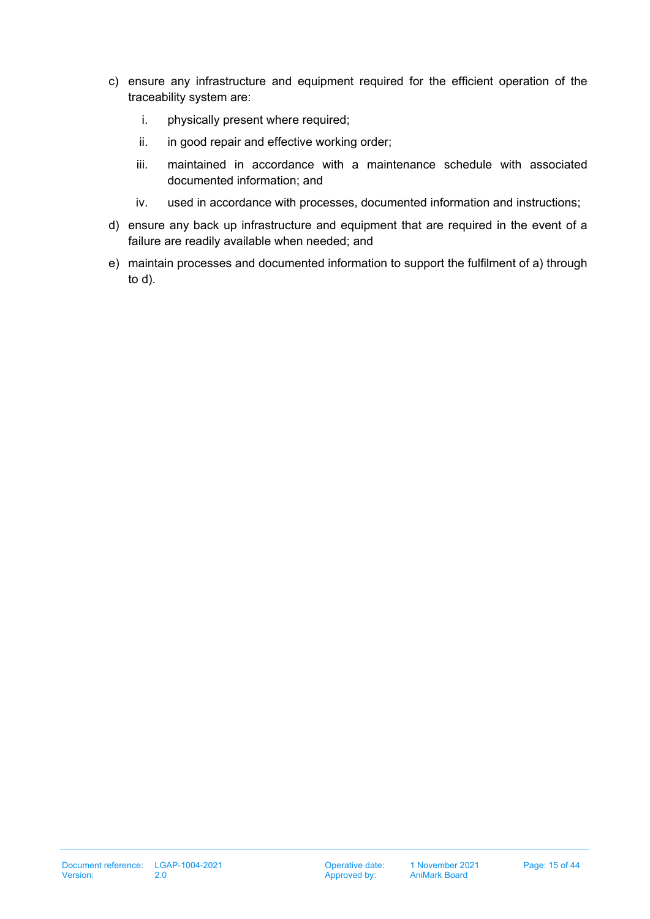c) ensure any infrastructure and equipment required for the efficient operation of the traceability system are:

   i. physically present where required;

   ii. in good repair and effective working order;

   iii. maintained in accordance with a maintenance schedule with associated documented information; and

   iv. used in accordance with processes, documented information and instructions;

d) ensure any back up infrastructure and equipment that are required in the event of a failure are readily available when needed; and

e) maintain processes and documented information to support the fulfilment of a) through to d).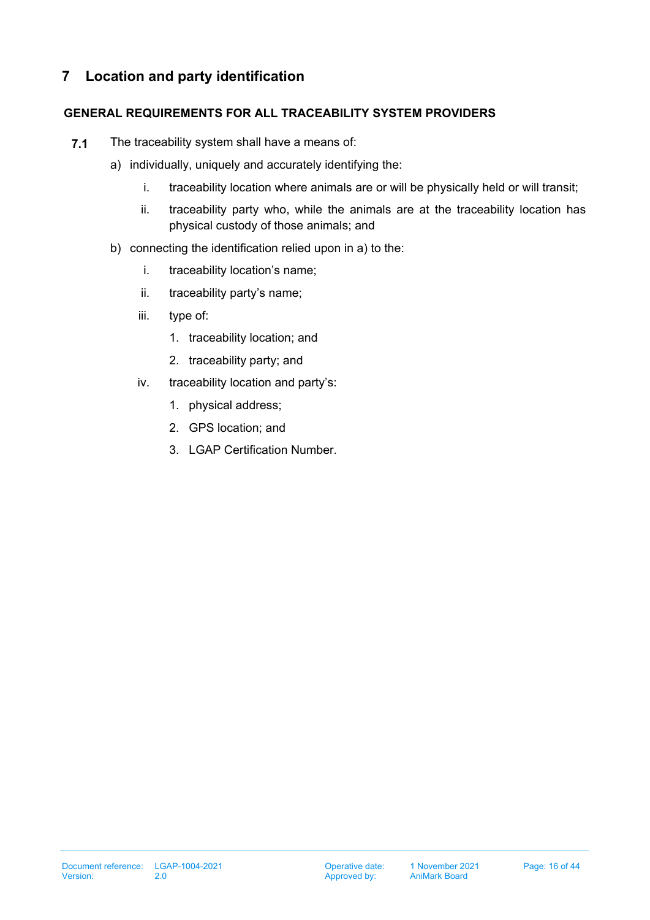# 7 Location and party identification

**GENERAL REQUIREMENTS FOR ALL TRACEABILITY SYSTEM PROVIDERS**

**7.1** The traceability system shall have a means of:

a) individually, uniquely and accurately identifying the:

   i. traceability location where animals are or will be physically held or will transit;

   ii. traceability party who, while the animals are at the traceability location has physical custody of those animals; and

b) connecting the identification relied upon in a) to the:

   i. traceability location's name;

   ii. traceability party's name;

   iii. type of:

      1. traceability location; and

      2. traceability party; and

   iv. traceability location and party's:

      1. physical address;

      2. GPS location; and

      3. LGAP Certification Number.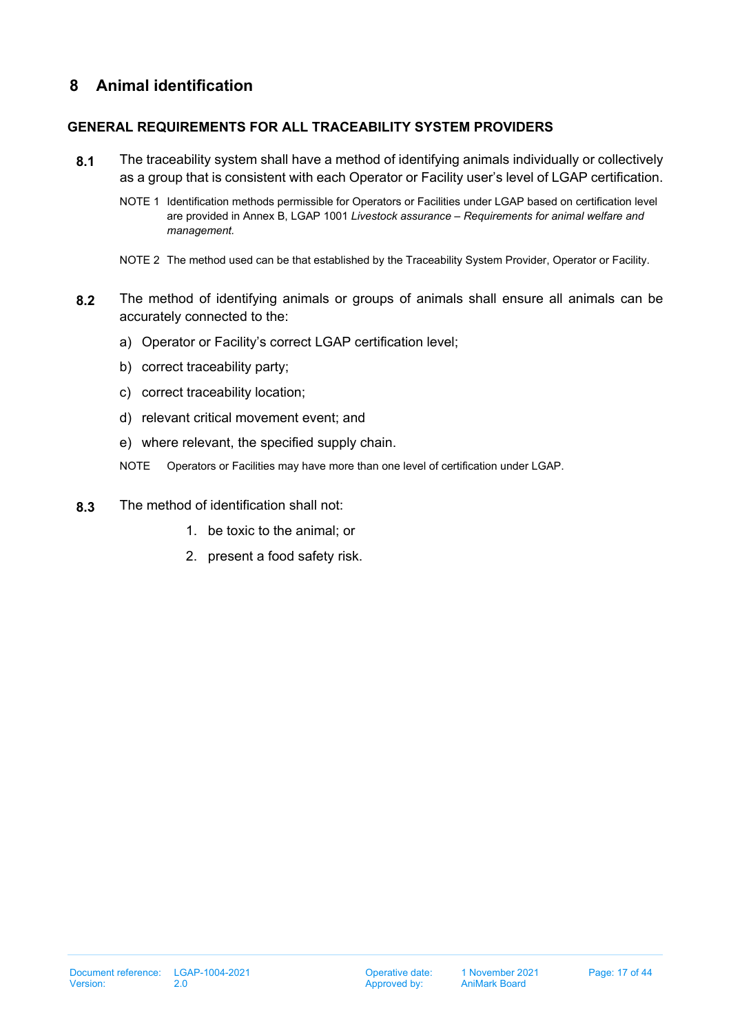# 8 Animal identification

**GENERAL REQUIREMENTS FOR ALL TRACEABILITY SYSTEM PROVIDERS**

**8.1** The traceability system shall have a method of identifying animals individually or collectively as a group that is consistent with each Operator or Facility user's level of LGAP certification.

NOTE 1 Identification methods permissible for Operators or Facilities under LGAP based on certification level are provided in Annex B, LGAP 1001 *Livestock assurance – Requirements for animal welfare and management.*

NOTE 2 The method used can be that established by the Traceability System Provider, Operator or Facility.

**8.2** The method of identifying animals or groups of animals shall ensure all animals can be accurately connected to the:

a) Operator or Facility's correct LGAP certification level;

b) correct traceability party;

c) correct traceability location;

d) relevant critical movement event; and

e) where relevant, the specified supply chain.

NOTE Operators or Facilities may have more than one level of certification under LGAP.

**8.3** The method of identification shall not:

1. be toxic to the animal; or
2. present a food safety risk.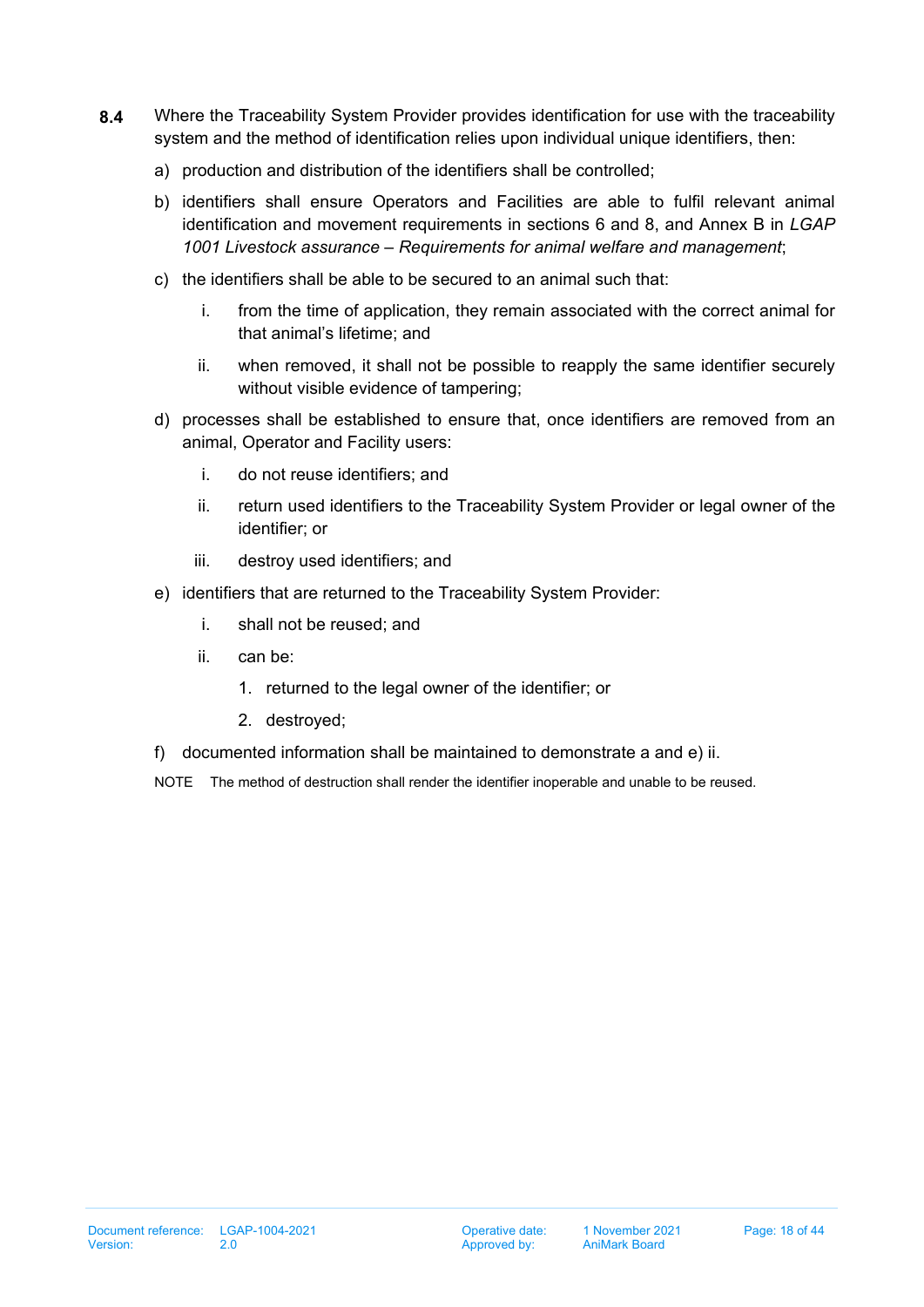**8.4** Where the Traceability System Provider provides identification for use with the traceability system and the method of identification relies upon individual unique identifiers, then:

a) production and distribution of the identifiers shall be controlled;

b) identifiers shall ensure Operators and Facilities are able to fulfil relevant animal identification and movement requirements in sections 6 and 8, and Annex B in *LGAP 1001 Livestock assurance – Requirements for animal welfare and management*;

c) the identifiers shall be able to be secured to an animal such that:

   i. from the time of application, they remain associated with the correct animal for that animal's lifetime; and

   ii. when removed, it shall not be possible to reapply the same identifier securely without visible evidence of tampering;

d) processes shall be established to ensure that, once identifiers are removed from an animal, Operator and Facility users:

   i. do not reuse identifiers; and

   ii. return used identifiers to the Traceability System Provider or legal owner of the identifier; or

   iii. destroy used identifiers; and

e) identifiers that are returned to the Traceability System Provider:

   i. shall not be reused; and

   ii. can be:

      1. returned to the legal owner of the identifier; or

      2. destroyed;

f) documented information shall be maintained to demonstrate a and e) ii.

NOTE The method of destruction shall render the identifier inoperable and unable to be reused.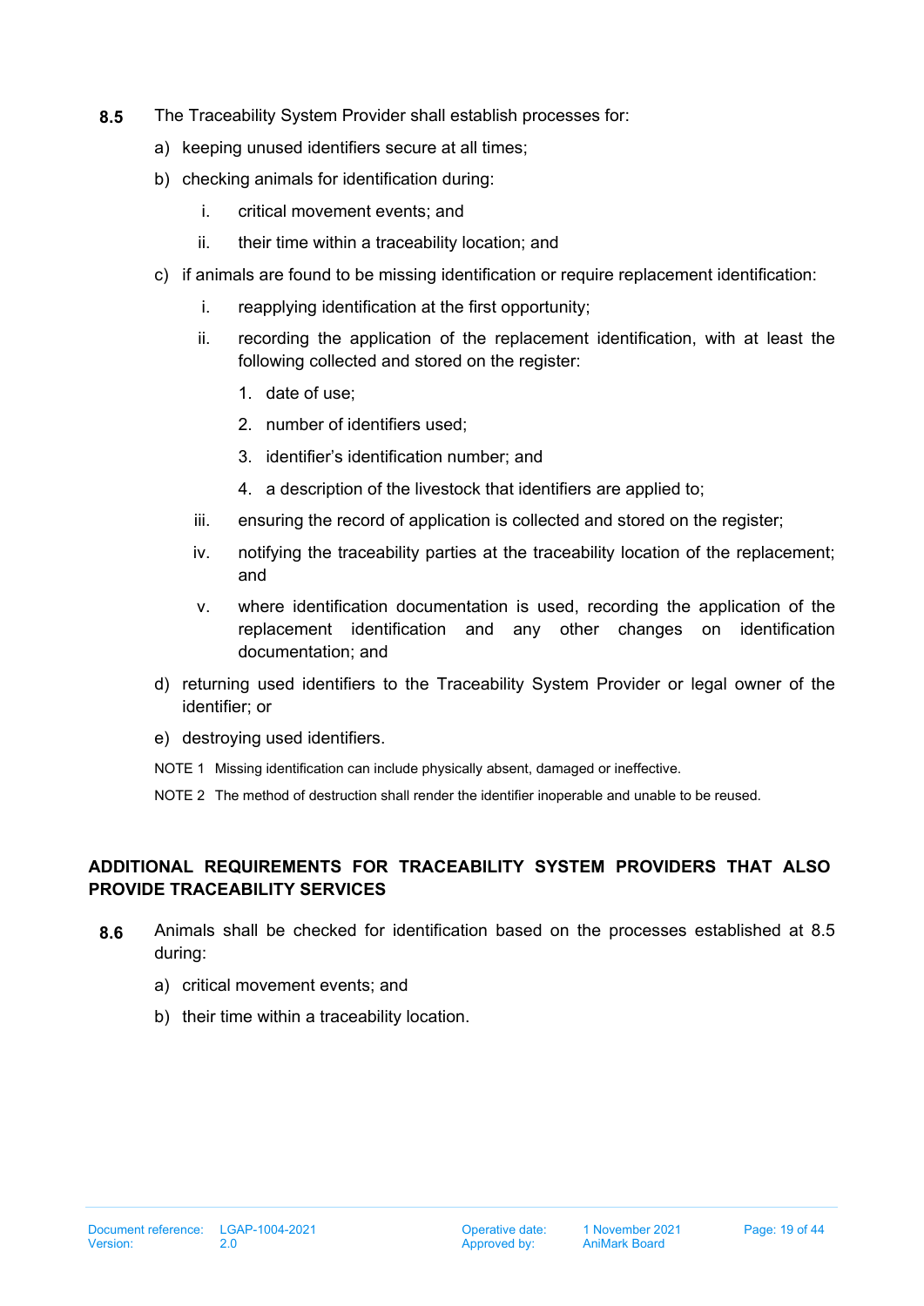**8.5** The Traceability System Provider shall establish processes for:

a) keeping unused identifiers secure at all times;

b) checking animals for identification during:

   i. critical movement events; and

   ii. their time within a traceability location; and

c) if animals are found to be missing identification or require replacement identification:

   i. reapplying identification at the first opportunity;

   ii. recording the application of the replacement identification, with at least the following collected and stored on the register:

      1. date of use;

      2. number of identifiers used;

      3. identifier's identification number; and

      4. a description of the livestock that identifiers are applied to;

   iii. ensuring the record of application is collected and stored on the register;

   iv. notifying the traceability parties at the traceability location of the replacement; and

   v. where identification documentation is used, recording the application of the replacement identification and any other changes on identification documentation; and

d) returning used identifiers to the Traceability System Provider or legal owner of the identifier; or

e) destroying used identifiers.

NOTE 1 Missing identification can include physically absent, damaged or ineffective.

NOTE 2 The method of destruction shall render the identifier inoperable and unable to be reused.

## ADDITIONAL REQUIREMENTS FOR TRACEABILITY SYSTEM PROVIDERS THAT ALSO PROVIDE TRACEABILITY SERVICES

**8.6** Animals shall be checked for identification based on the processes established at 8.5 during:

a) critical movement events; and

b) their time within a traceability location.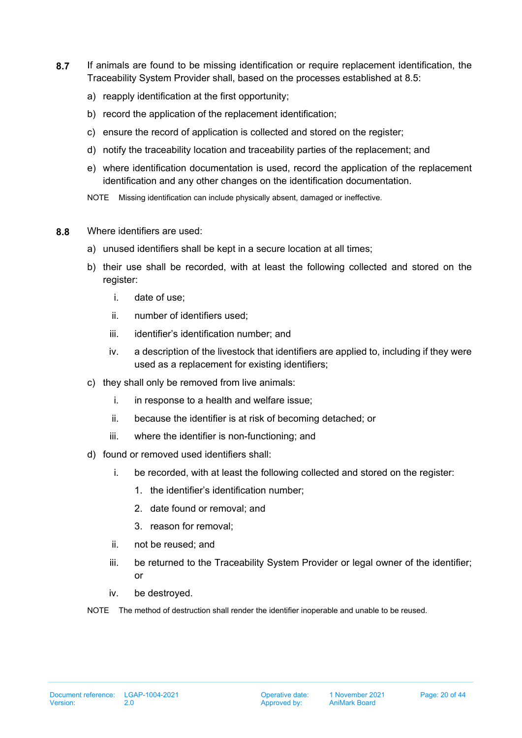**8.7** If animals are found to be missing identification or require replacement identification, the Traceability System Provider shall, based on the processes established at 8.5:

a) reapply identification at the first opportunity;

b) record the application of the replacement identification;

c) ensure the record of application is collected and stored on the register;

d) notify the traceability location and traceability parties of the replacement; and

e) where identification documentation is used, record the application of the replacement identification and any other changes on the identification documentation.

NOTE Missing identification can include physically absent, damaged or ineffective.

**8.8** Where identifiers are used:

a) unused identifiers shall be kept in a secure location at all times;

b) their use shall be recorded, with at least the following collected and stored on the register:

   i. date of use;

   ii. number of identifiers used;

   iii. identifier's identification number; and

   iv. a description of the livestock that identifiers are applied to, including if they were used as a replacement for existing identifiers;

c) they shall only be removed from live animals:

   i. in response to a health and welfare issue;

   ii. because the identifier is at risk of becoming detached; or

   iii. where the identifier is non-functioning; and

d) found or removed used identifiers shall:

   i. be recorded, with at least the following collected and stored on the register:

      1. the identifier's identification number;

      2. date found or removal; and

      3. reason for removal;

   ii. not be reused; and

   iii. be returned to the Traceability System Provider or legal owner of the identifier; or

   iv. be destroyed.

NOTE The method of destruction shall render the identifier inoperable and unable to be reused.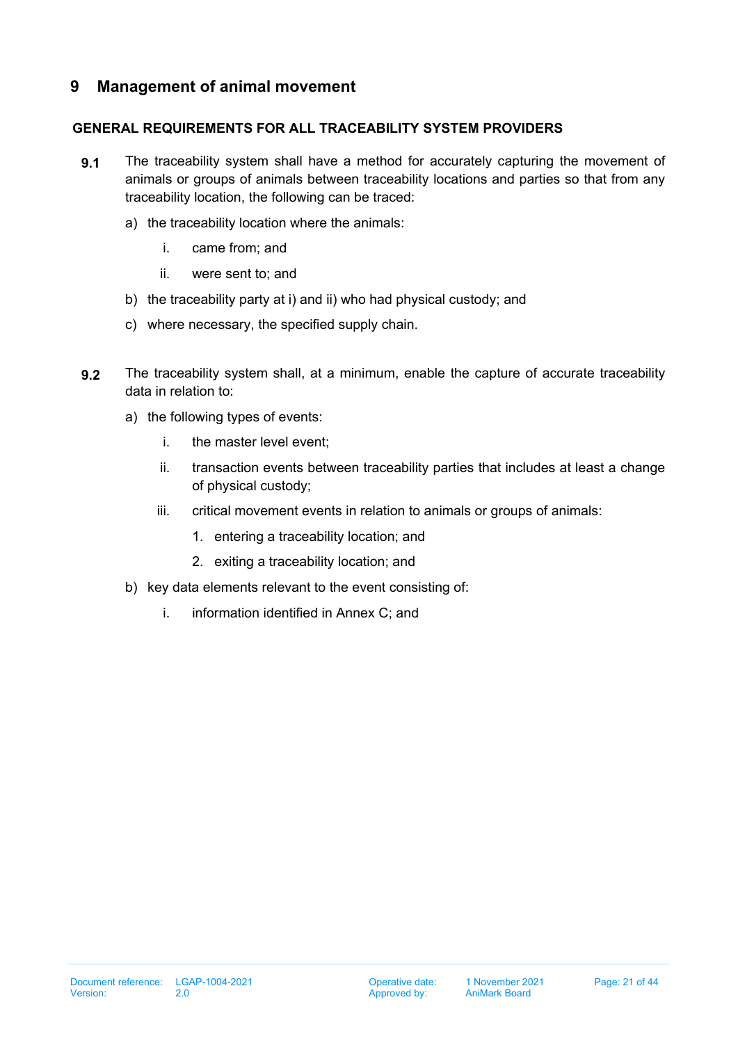## 9 Management of animal movement

**GENERAL REQUIREMENTS FOR ALL TRACEABILITY SYSTEM PROVIDERS**

**9.1** The traceability system shall have a method for accurately capturing the movement of animals or groups of animals between traceability locations and parties so that from any traceability location, the following can be traced:

a) the traceability location where the animals:

   i. came from; and

   ii. were sent to; and

b) the traceability party at i) and ii) who had physical custody; and

c) where necessary, the specified supply chain.

**9.2** The traceability system shall, at a minimum, enable the capture of accurate traceability data in relation to:

a) the following types of events:

   i. the master level event;

   ii. transaction events between traceability parties that includes at least a change of physical custody;

   iii. critical movement events in relation to animals or groups of animals:

      1. entering a traceability location; and

      2. exiting a traceability location; and

b) key data elements relevant to the event consisting of:

   i. information identified in Annex C; and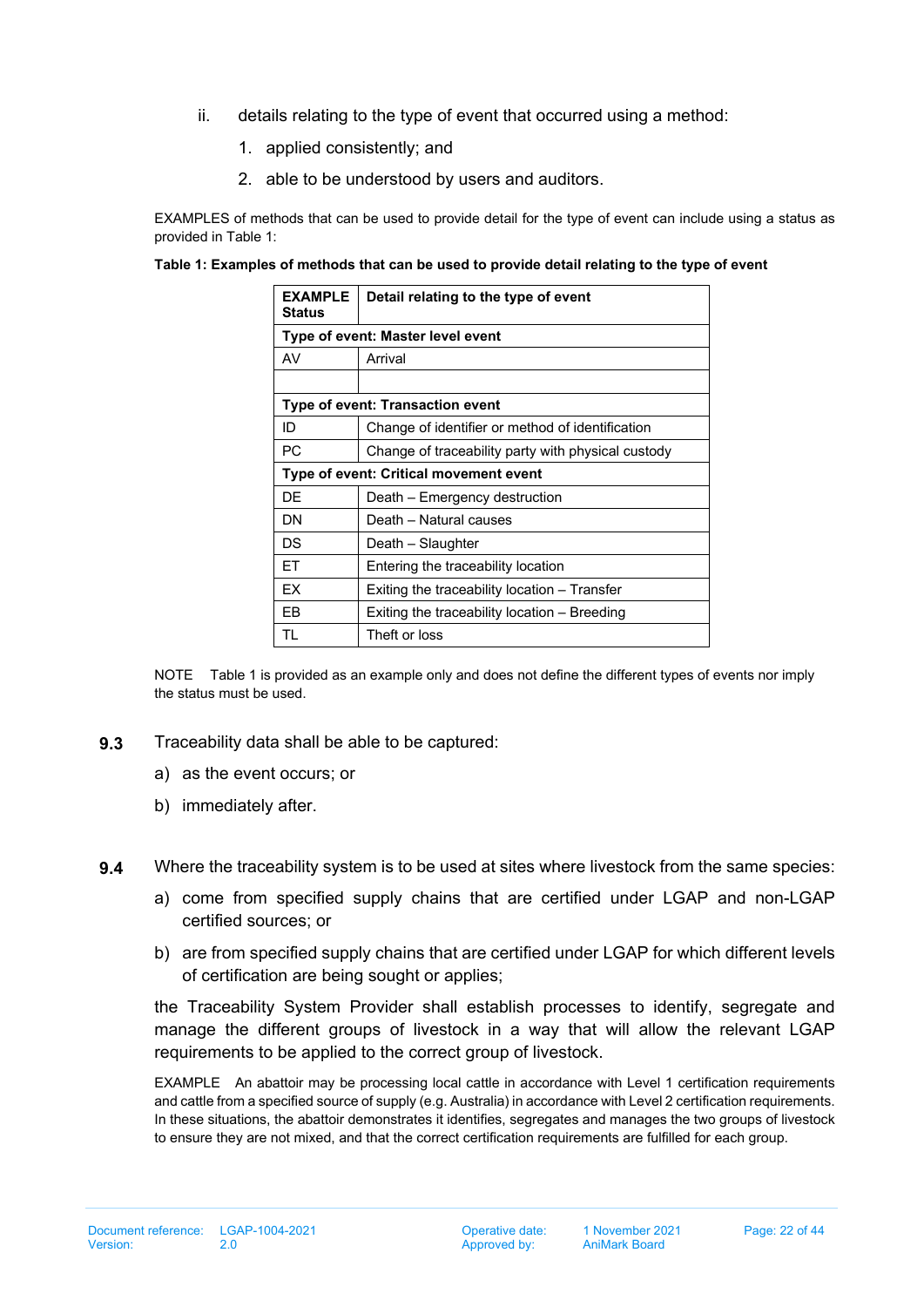ii. details relating to the type of event that occurred using a method:

1. applied consistently; and
2. able to be understood by users and auditors.

EXAMPLES of methods that can be used to provide detail for the type of event can include using a status as provided in Table 1:

**Table 1: Examples of methods that can be used to provide detail relating to the type of event**

| **EXAMPLE Status** | **Detail relating to the type of event** |
|---|---|
| **Type of event: Master level event** | |
| AV | Arrival |
| | |
| **Type of event: Transaction event** | |
| ID | Change of identifier or method of identification |
| PC | Change of traceability party with physical custody |
| **Type of event: Critical movement event** | |
| DE | Death – Emergency destruction |
| DN | Death – Natural causes |
| DS | Death – Slaughter |
| ET | Entering the traceability location |
| EX | Exiting the traceability location – Transfer |
| EB | Exiting the traceability location – Breeding |
| TL | Theft or loss |

NOTE Table 1 is provided as an example only and does not define the different types of events nor imply the status must be used.

**9.3** Traceability data shall be able to be captured:

a) as the event occurs; or

b) immediately after.

**9.4** Where the traceability system is to be used at sites where livestock from the same species:

a) come from specified supply chains that are certified under LGAP and non-LGAP certified sources; or

b) are from specified supply chains that are certified under LGAP for which different levels of certification are being sought or applies;

the Traceability System Provider shall establish processes to identify, segregate and manage the different groups of livestock in a way that will allow the relevant LGAP requirements to be applied to the correct group of livestock.

EXAMPLE An abattoir may be processing local cattle in accordance with Level 1 certification requirements and cattle from a specified source of supply (e.g. Australia) in accordance with Level 2 certification requirements. In these situations, the abattoir demonstrates it identifies, segregates and manages the two groups of livestock to ensure they are not mixed, and that the correct certification requirements are fulfilled for each group.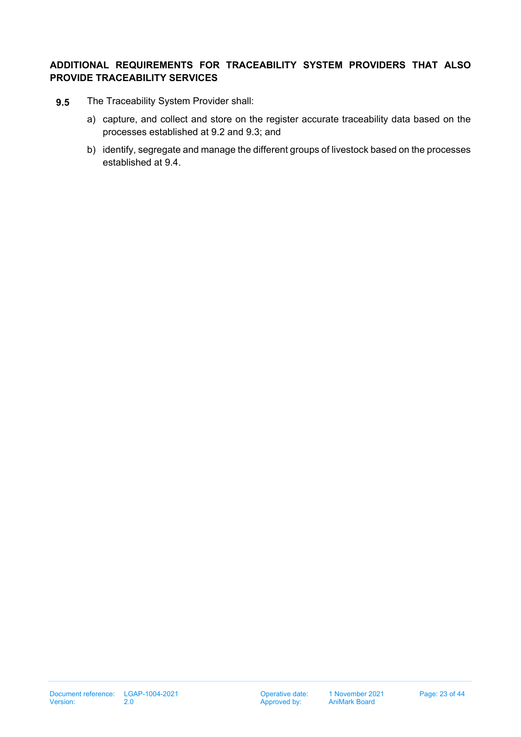**ADDITIONAL REQUIREMENTS FOR TRACEABILITY SYSTEM PROVIDERS THAT ALSO PROVIDE TRACEABILITY SERVICES**

**9.5** The Traceability System Provider shall:

a) capture, and collect and store on the register accurate traceability data based on the processes established at 9.2 and 9.3; and

b) identify, segregate and manage the different groups of livestock based on the processes established at 9.4.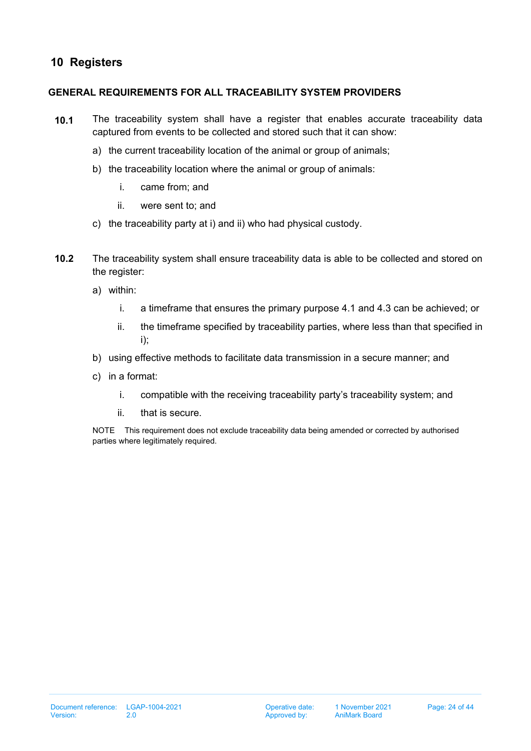# 10 Registers

**GENERAL REQUIREMENTS FOR ALL TRACEABILITY SYSTEM PROVIDERS**

**10.1** The traceability system shall have a register that enables accurate traceability data captured from events to be collected and stored such that it can show:

a) the current traceability location of the animal or group of animals;

b) the traceability location where the animal or group of animals:

   i. came from; and

   ii. were sent to; and

c) the traceability party at i) and ii) who had physical custody.

**10.2** The traceability system shall ensure traceability data is able to be collected and stored on the register:

a) within:

   i. a timeframe that ensures the primary purpose 4.1 and 4.3 can be achieved; or

   ii. the timeframe specified by traceability parties, where less than that specified in i);

b) using effective methods to facilitate data transmission in a secure manner; and

c) in a format:

   i. compatible with the receiving traceability party's traceability system; and

   ii. that is secure.

NOTE This requirement does not exclude traceability data being amended or corrected by authorised parties where legitimately required.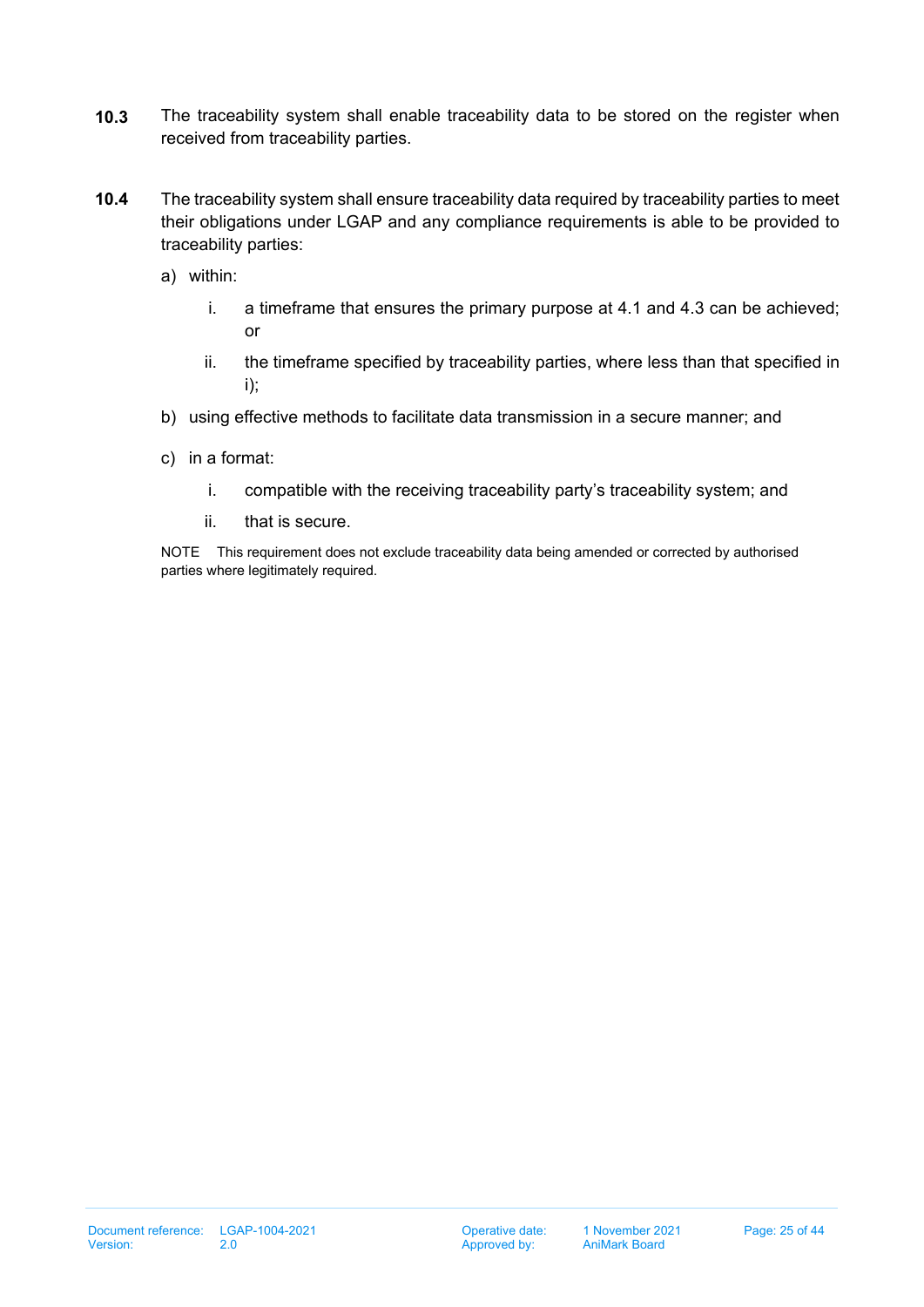**10.3** The traceability system shall enable traceability data to be stored on the register when received from traceability parties.

**10.4** The traceability system shall ensure traceability data required by traceability parties to meet their obligations under LGAP and any compliance requirements is able to be provided to traceability parties:

a) within:

   i. a timeframe that ensures the primary purpose at 4.1 and 4.3 can be achieved; or

   ii. the timeframe specified by traceability parties, where less than that specified in i);

b) using effective methods to facilitate data transmission in a secure manner; and

c) in a format:

   i. compatible with the receiving traceability party's traceability system; and

   ii. that is secure.

NOTE This requirement does not exclude traceability data being amended or corrected by authorised parties where legitimately required.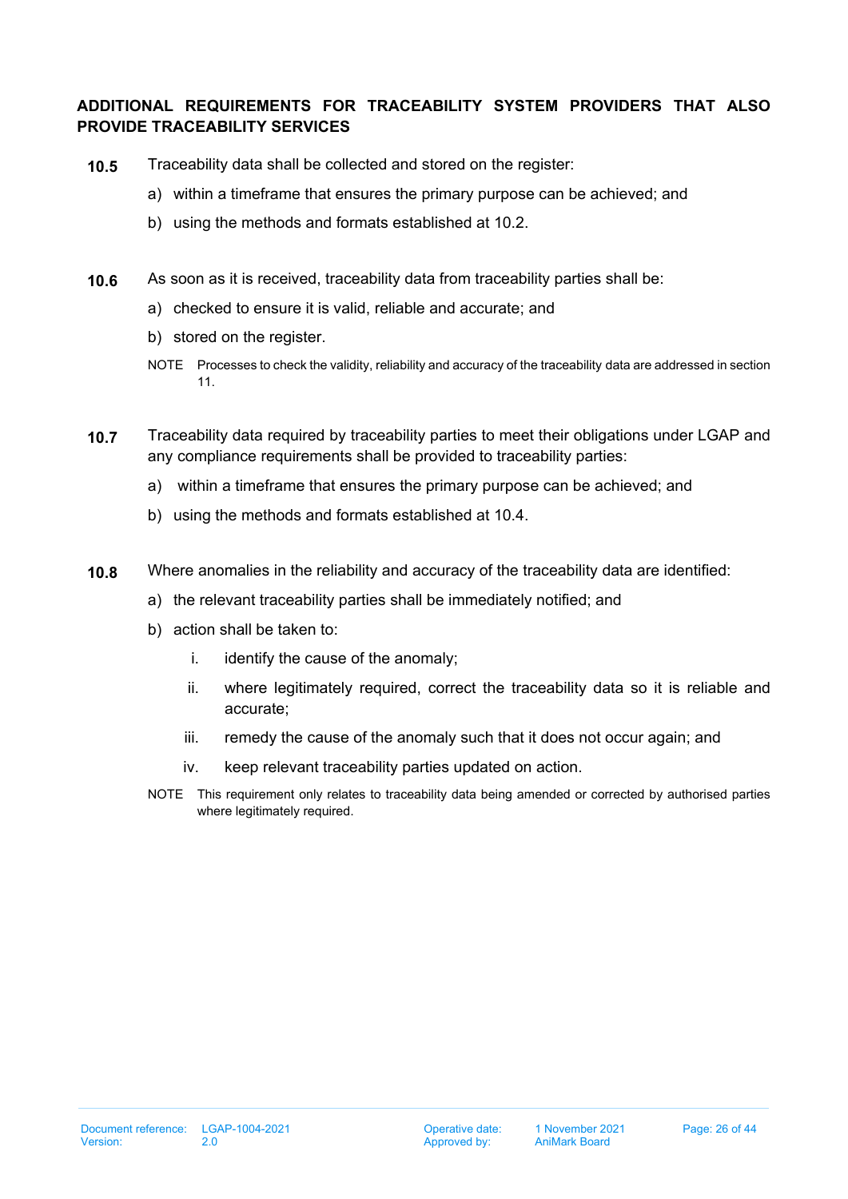### ADDITIONAL REQUIREMENTS FOR TRACEABILITY SYSTEM PROVIDERS THAT ALSO PROVIDE TRACEABILITY SERVICES

**10.5** Traceability data shall be collected and stored on the register:

a) within a timeframe that ensures the primary purpose can be achieved; and

b) using the methods and formats established at 10.2.

**10.6** As soon as it is received, traceability data from traceability parties shall be:

a) checked to ensure it is valid, reliable and accurate; and

b) stored on the register.

NOTE Processes to check the validity, reliability and accuracy of the traceability data are addressed in section 11.

**10.7** Traceability data required by traceability parties to meet their obligations under LGAP and any compliance requirements shall be provided to traceability parties:

a) within a timeframe that ensures the primary purpose can be achieved; and

b) using the methods and formats established at 10.4.

**10.8** Where anomalies in the reliability and accuracy of the traceability data are identified:

a) the relevant traceability parties shall be immediately notified; and

b) action shall be taken to:

i. identify the cause of the anomaly;

ii. where legitimately required, correct the traceability data so it is reliable and accurate;

iii. remedy the cause of the anomaly such that it does not occur again; and

iv. keep relevant traceability parties updated on action.

NOTE This requirement only relates to traceability data being amended or corrected by authorised parties where legitimately required.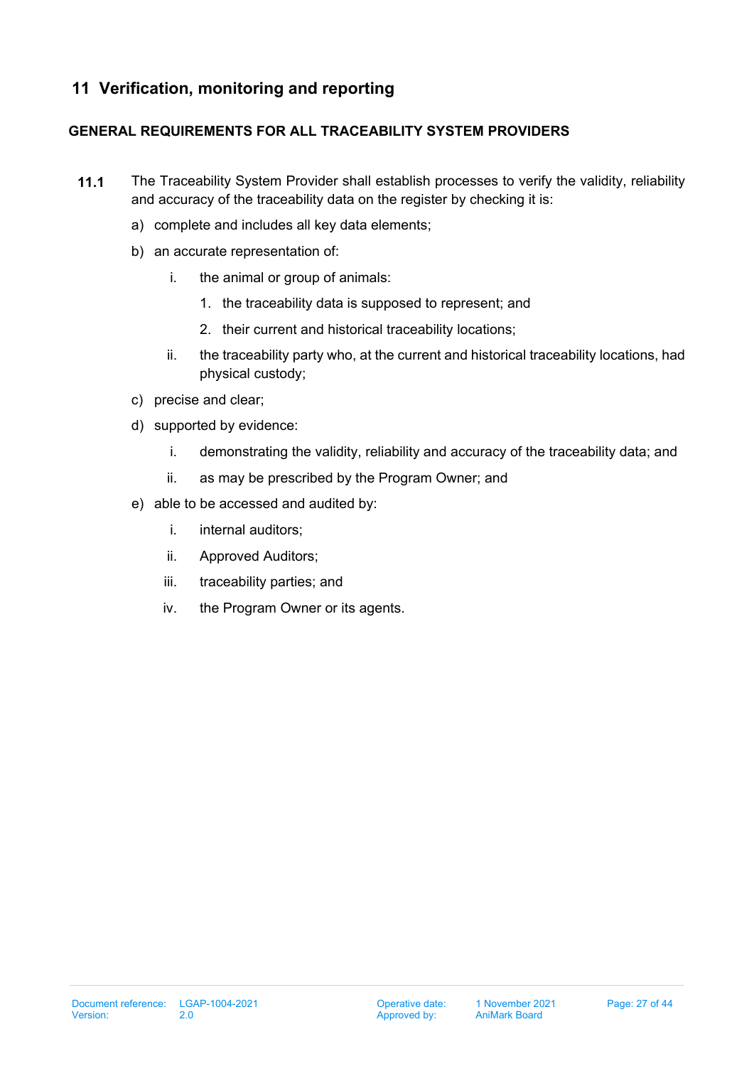# 11 Verification, monitoring and reporting

**GENERAL REQUIREMENTS FOR ALL TRACEABILITY SYSTEM PROVIDERS**

**11.1** The Traceability System Provider shall establish processes to verify the validity, reliability and accuracy of the traceability data on the register by checking it is:

a) complete and includes all key data elements;

b) an accurate representation of:

   i. the animal or group of animals:

      1. the traceability data is supposed to represent; and

      2. their current and historical traceability locations;

   ii. the traceability party who, at the current and historical traceability locations, had physical custody;

c) precise and clear;

d) supported by evidence:

   i. demonstrating the validity, reliability and accuracy of the traceability data; and

   ii. as may be prescribed by the Program Owner; and

e) able to be accessed and audited by:

   i. internal auditors;

   ii. Approved Auditors;

   iii. traceability parties; and

   iv. the Program Owner or its agents.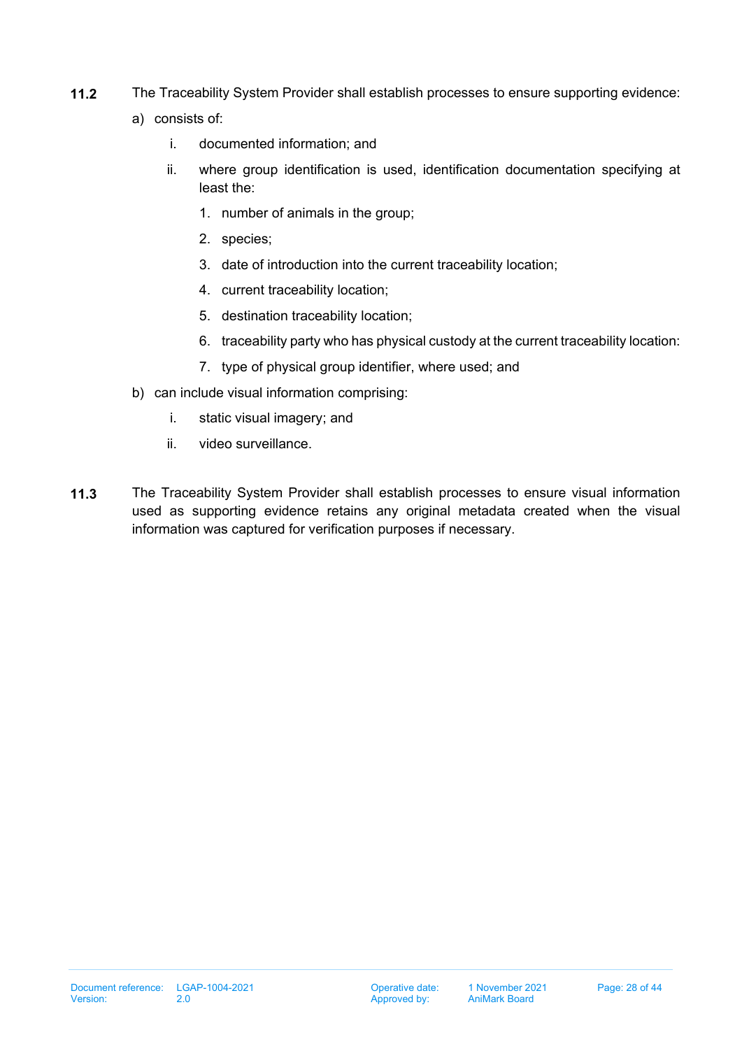**11.2** The Traceability System Provider shall establish processes to ensure supporting evidence:

a) consists of:

   i. documented information; and

   ii. where group identification is used, identification documentation specifying at least the:

      1. number of animals in the group;
      2. species;
      3. date of introduction into the current traceability location;
      4. current traceability location;
      5. destination traceability location;
      6. traceability party who has physical custody at the current traceability location:
      7. type of physical group identifier, where used; and

b) can include visual information comprising:

   i. static visual imagery; and

   ii. video surveillance.

**11.3** The Traceability System Provider shall establish processes to ensure visual information used as supporting evidence retains any original metadata created when the visual information was captured for verification purposes if necessary.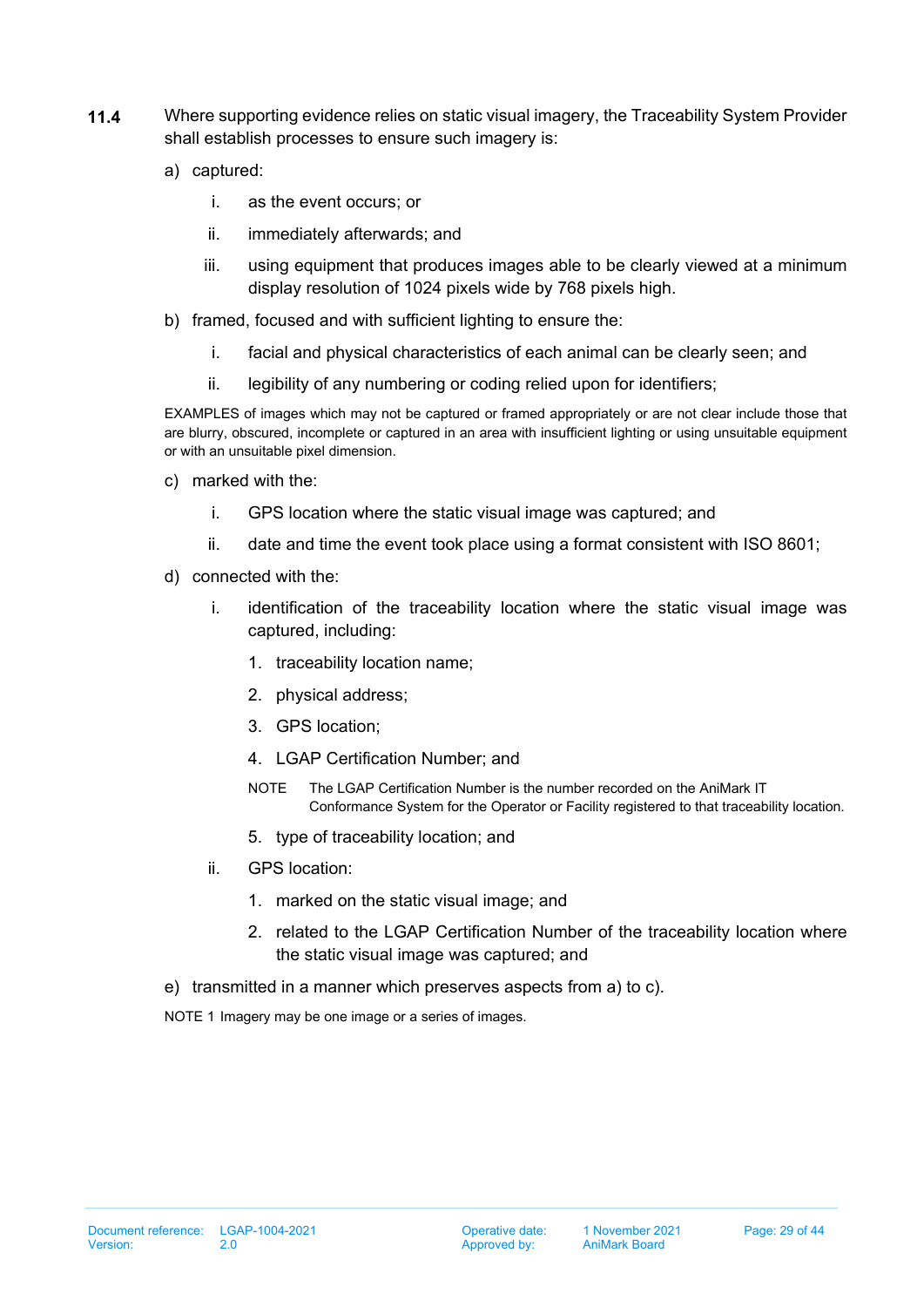**11.4** Where supporting evidence relies on static visual imagery, the Traceability System Provider shall establish processes to ensure such imagery is:

a) captured:

   i. as the event occurs; or

   ii. immediately afterwards; and

   iii. using equipment that produces images able to be clearly viewed at a minimum display resolution of 1024 pixels wide by 768 pixels high.

b) framed, focused and with sufficient lighting to ensure the:

   i. facial and physical characteristics of each animal can be clearly seen; and

   ii. legibility of any numbering or coding relied upon for identifiers;

EXAMPLES of images which may not be captured or framed appropriately or are not clear include those that are blurry, obscured, incomplete or captured in an area with insufficient lighting or using unsuitable equipment or with an unsuitable pixel dimension.

c) marked with the:

   i. GPS location where the static visual image was captured; and

   ii. date and time the event took place using a format consistent with ISO 8601;

d) connected with the:

   i. identification of the traceability location where the static visual image was captured, including:

      1. traceability location name;

      2. physical address;

      3. GPS location;

      4. LGAP Certification Number; and

      NOTE The LGAP Certification Number is the number recorded on the AniMark IT Conformance System for the Operator or Facility registered to that traceability location.

      5. type of traceability location; and

   ii. GPS location:

      1. marked on the static visual image; and

      2. related to the LGAP Certification Number of the traceability location where the static visual image was captured; and

e) transmitted in a manner which preserves aspects from a) to c).

NOTE 1 Imagery may be one image or a series of images.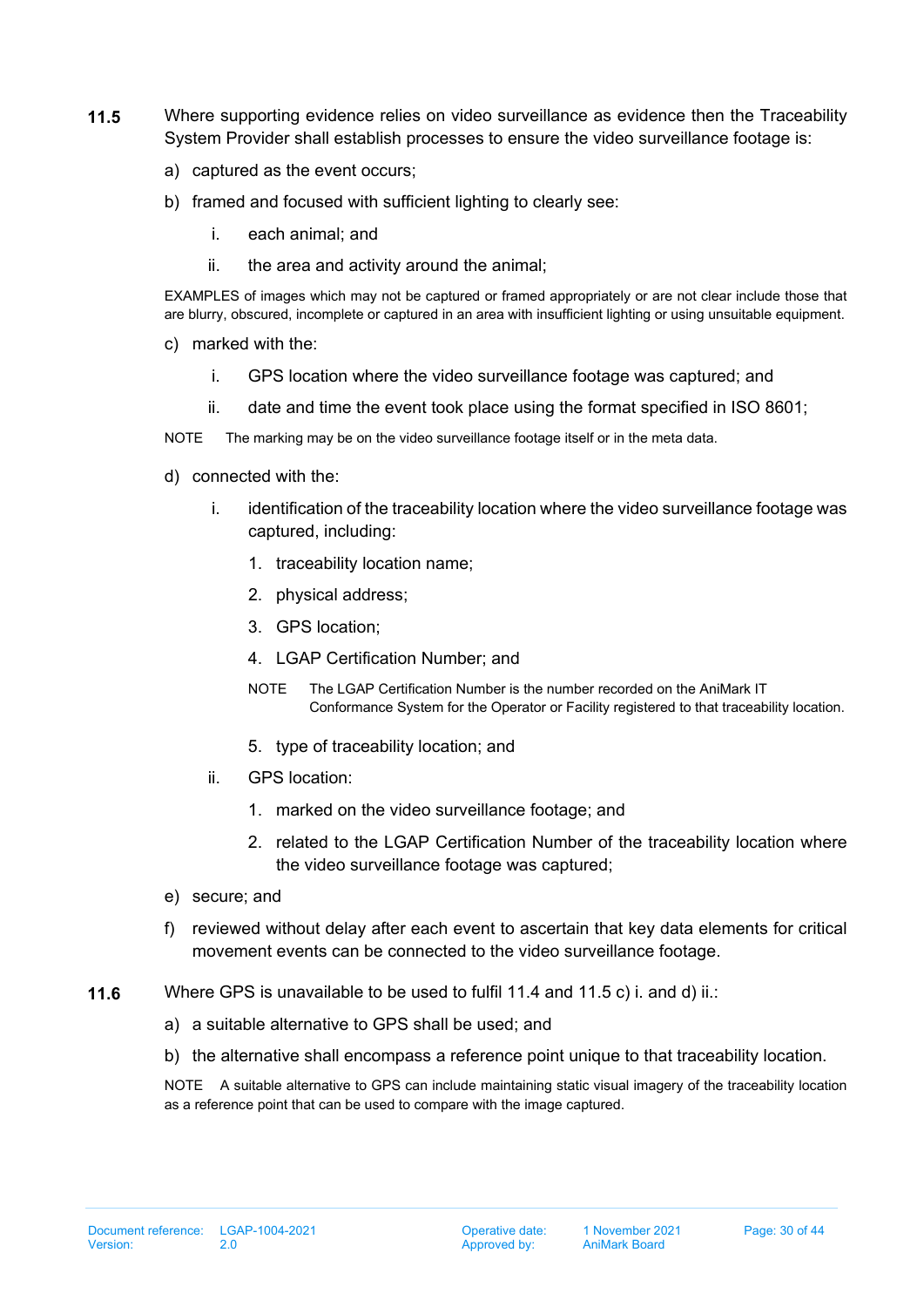**11.5** Where supporting evidence relies on video surveillance as evidence then the Traceability System Provider shall establish processes to ensure the video surveillance footage is:

a) captured as the event occurs;

b) framed and focused with sufficient lighting to clearly see:

   i. each animal; and

   ii. the area and activity around the animal;

EXAMPLES of images which may not be captured or framed appropriately or are not clear include those that are blurry, obscured, incomplete or captured in an area with insufficient lighting or using unsuitable equipment.

c) marked with the:

   i. GPS location where the video surveillance footage was captured; and

   ii. date and time the event took place using the format specified in ISO 8601;

NOTE The marking may be on the video surveillance footage itself or in the meta data.

d) connected with the:

   i. identification of the traceability location where the video surveillance footage was captured, including:

      1. traceability location name;

      2. physical address;

      3. GPS location;

      4. LGAP Certification Number; and

      NOTE The LGAP Certification Number is the number recorded on the AniMark IT Conformance System for the Operator or Facility registered to that traceability location.

      5. type of traceability location; and

   ii. GPS location:

      1. marked on the video surveillance footage; and

      2. related to the LGAP Certification Number of the traceability location where the video surveillance footage was captured;

e) secure; and

f) reviewed without delay after each event to ascertain that key data elements for critical movement events can be connected to the video surveillance footage.

**11.6** Where GPS is unavailable to be used to fulfil 11.4 and 11.5 c) i. and d) ii.:

a) a suitable alternative to GPS shall be used; and

b) the alternative shall encompass a reference point unique to that traceability location.

NOTE A suitable alternative to GPS can include maintaining static visual imagery of the traceability location as a reference point that can be used to compare with the image captured.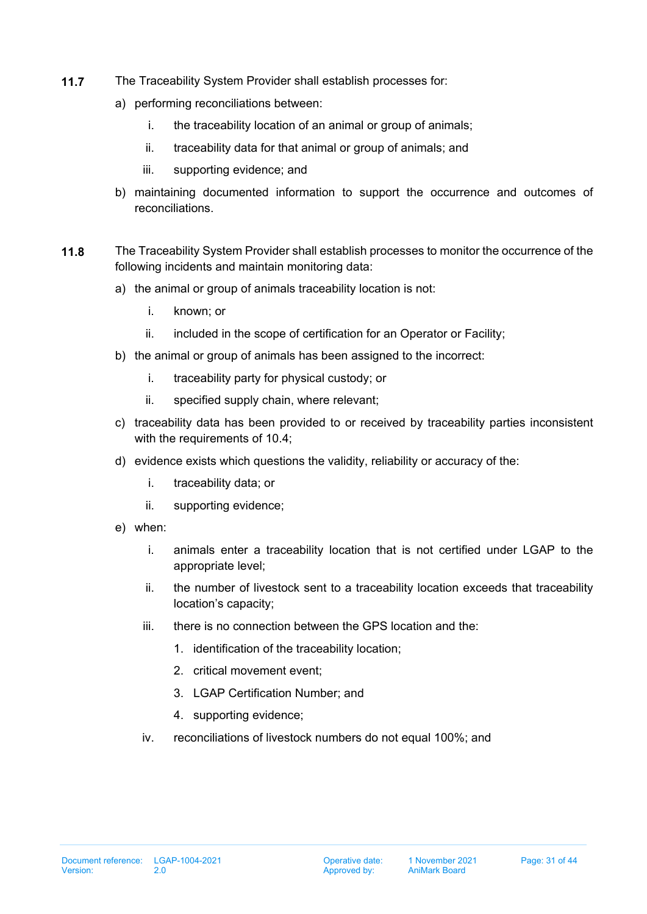**11.7** The Traceability System Provider shall establish processes for:

a) performing reconciliations between:

   i. the traceability location of an animal or group of animals;

   ii. traceability data for that animal or group of animals; and

   iii. supporting evidence; and

b) maintaining documented information to support the occurrence and outcomes of reconciliations.

**11.8** The Traceability System Provider shall establish processes to monitor the occurrence of the following incidents and maintain monitoring data:

a) the animal or group of animals traceability location is not:

   i. known; or

   ii. included in the scope of certification for an Operator or Facility;

b) the animal or group of animals has been assigned to the incorrect:

   i. traceability party for physical custody; or

   ii. specified supply chain, where relevant;

c) traceability data has been provided to or received by traceability parties inconsistent with the requirements of 10.4;

d) evidence exists which questions the validity, reliability or accuracy of the:

   i. traceability data; or

   ii. supporting evidence;

e) when:

   i. animals enter a traceability location that is not certified under LGAP to the appropriate level;

   ii. the number of livestock sent to a traceability location exceeds that traceability location's capacity;

   iii. there is no connection between the GPS location and the:

      1. identification of the traceability location;

      2. critical movement event;

      3. LGAP Certification Number; and

      4. supporting evidence;

   iv. reconciliations of livestock numbers do not equal 100%; and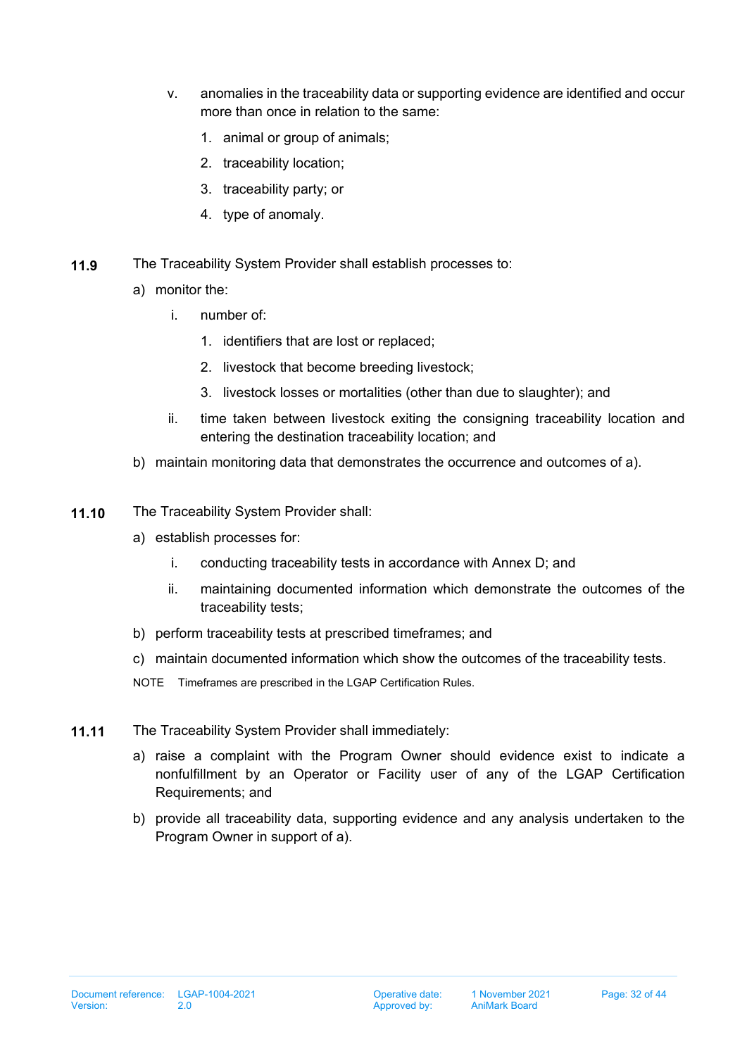v. anomalies in the traceability data or supporting evidence are identified and occur more than once in relation to the same:

   1. animal or group of animals;
   2. traceability location;
   3. traceability party; or
   4. type of anomaly.

**11.9** The Traceability System Provider shall establish processes to:

a) monitor the:

   i. number of:

      1. identifiers that are lost or replaced;
      2. livestock that become breeding livestock;
      3. livestock losses or mortalities (other than due to slaughter); and

   ii. time taken between livestock exiting the consigning traceability location and entering the destination traceability location; and

b) maintain monitoring data that demonstrates the occurrence and outcomes of a).

**11.10** The Traceability System Provider shall:

a) establish processes for:

   i. conducting traceability tests in accordance with Annex D; and

   ii. maintaining documented information which demonstrate the outcomes of the traceability tests;

b) perform traceability tests at prescribed timeframes; and

c) maintain documented information which show the outcomes of the traceability tests.

NOTE Timeframes are prescribed in the LGAP Certification Rules.

**11.11** The Traceability System Provider shall immediately:

a) raise a complaint with the Program Owner should evidence exist to indicate a nonfulfillment by an Operator or Facility user of any of the LGAP Certification Requirements; and

b) provide all traceability data, supporting evidence and any analysis undertaken to the Program Owner in support of a).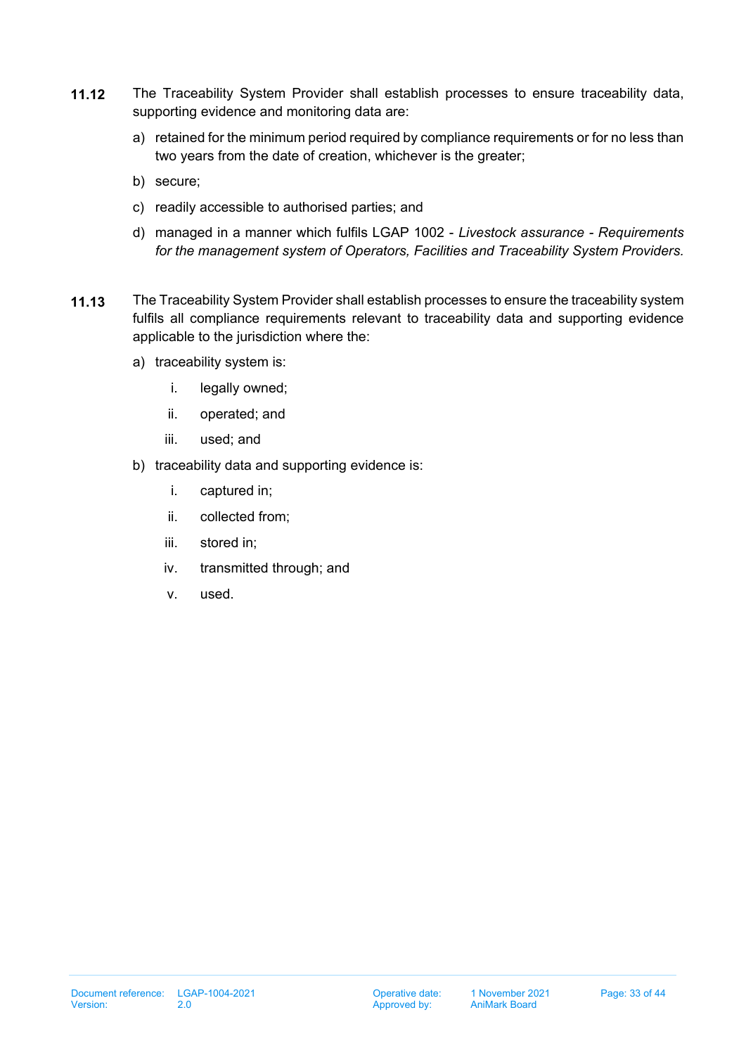**11.12** The Traceability System Provider shall establish processes to ensure traceability data, supporting evidence and monitoring data are:

a) retained for the minimum period required by compliance requirements or for no less than two years from the date of creation, whichever is the greater;

b) secure;

c) readily accessible to authorised parties; and

d) managed in a manner which fulfils LGAP 1002 - *Livestock assurance - Requirements for the management system of Operators, Facilities and Traceability System Providers.*

**11.13** The Traceability System Provider shall establish processes to ensure the traceability system fulfils all compliance requirements relevant to traceability data and supporting evidence applicable to the jurisdiction where the:

a) traceability system is:

   i. legally owned;

   ii. operated; and

   iii. used; and

b) traceability data and supporting evidence is:

   i. captured in;

   ii. collected from;

   iii. stored in;

   iv. transmitted through; and

   v. used.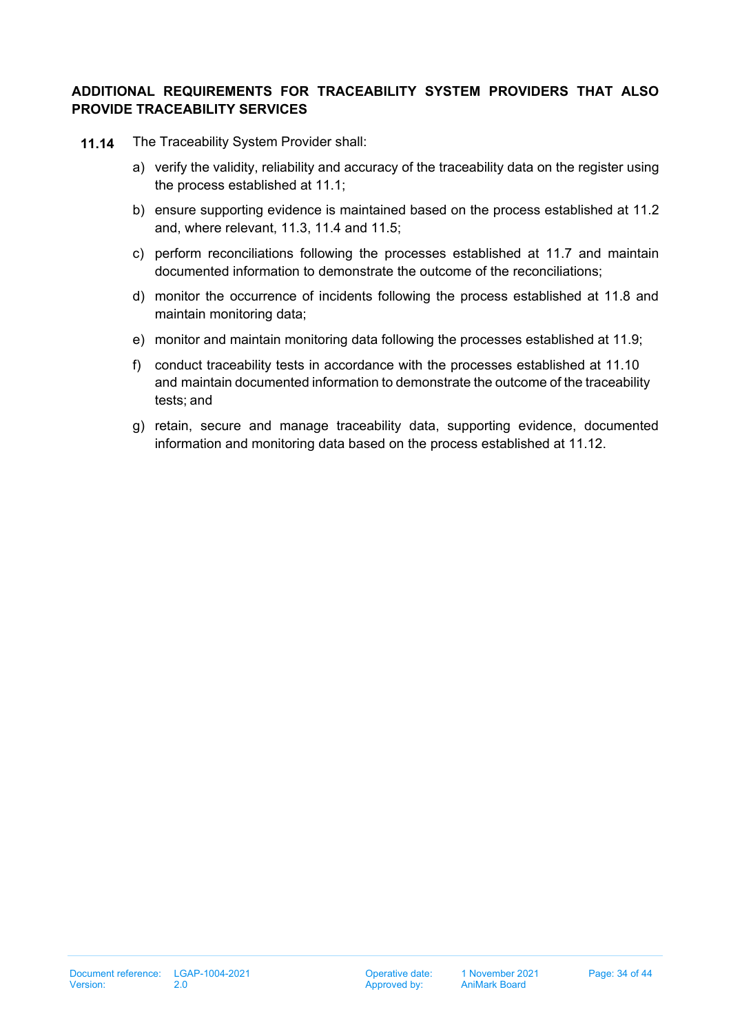**ADDITIONAL REQUIREMENTS FOR TRACEABILITY SYSTEM PROVIDERS THAT ALSO PROVIDE TRACEABILITY SERVICES**

**11.14** The Traceability System Provider shall:

a) verify the validity, reliability and accuracy of the traceability data on the register using the process established at 11.1;

b) ensure supporting evidence is maintained based on the process established at 11.2 and, where relevant, 11.3, 11.4 and 11.5;

c) perform reconciliations following the processes established at 11.7 and maintain documented information to demonstrate the outcome of the reconciliations;

d) monitor the occurrence of incidents following the process established at 11.8 and maintain monitoring data;

e) monitor and maintain monitoring data following the processes established at 11.9;

f) conduct traceability tests in accordance with the processes established at 11.10 and maintain documented information to demonstrate the outcome of the traceability tests; and

g) retain, secure and manage traceability data, supporting evidence, documented information and monitoring data based on the process established at 11.12.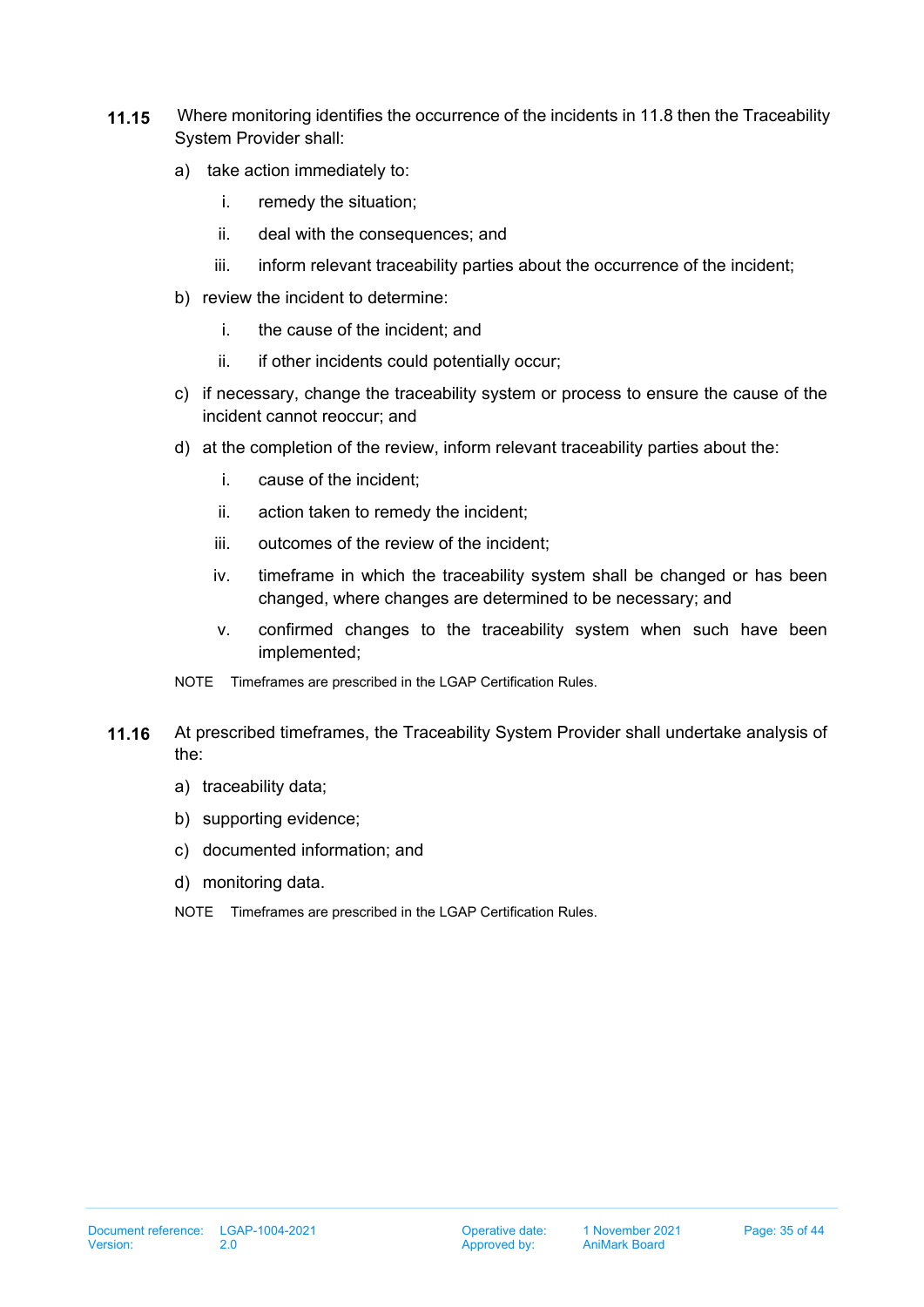**11.15** Where monitoring identifies the occurrence of the incidents in 11.8 then the Traceability System Provider shall:

a) take action immediately to:

   i. remedy the situation;

   ii. deal with the consequences; and

   iii. inform relevant traceability parties about the occurrence of the incident;

b) review the incident to determine:

   i. the cause of the incident; and

   ii. if other incidents could potentially occur;

c) if necessary, change the traceability system or process to ensure the cause of the incident cannot reoccur; and

d) at the completion of the review, inform relevant traceability parties about the:

   i. cause of the incident;

   ii. action taken to remedy the incident;

   iii. outcomes of the review of the incident;

   iv. timeframe in which the traceability system shall be changed or has been changed, where changes are determined to be necessary; and

   v. confirmed changes to the traceability system when such have been implemented;

NOTE Timeframes are prescribed in the LGAP Certification Rules.

**11.16** At prescribed timeframes, the Traceability System Provider shall undertake analysis of the:

a) traceability data;

b) supporting evidence;

c) documented information; and

d) monitoring data.

NOTE Timeframes are prescribed in the LGAP Certification Rules.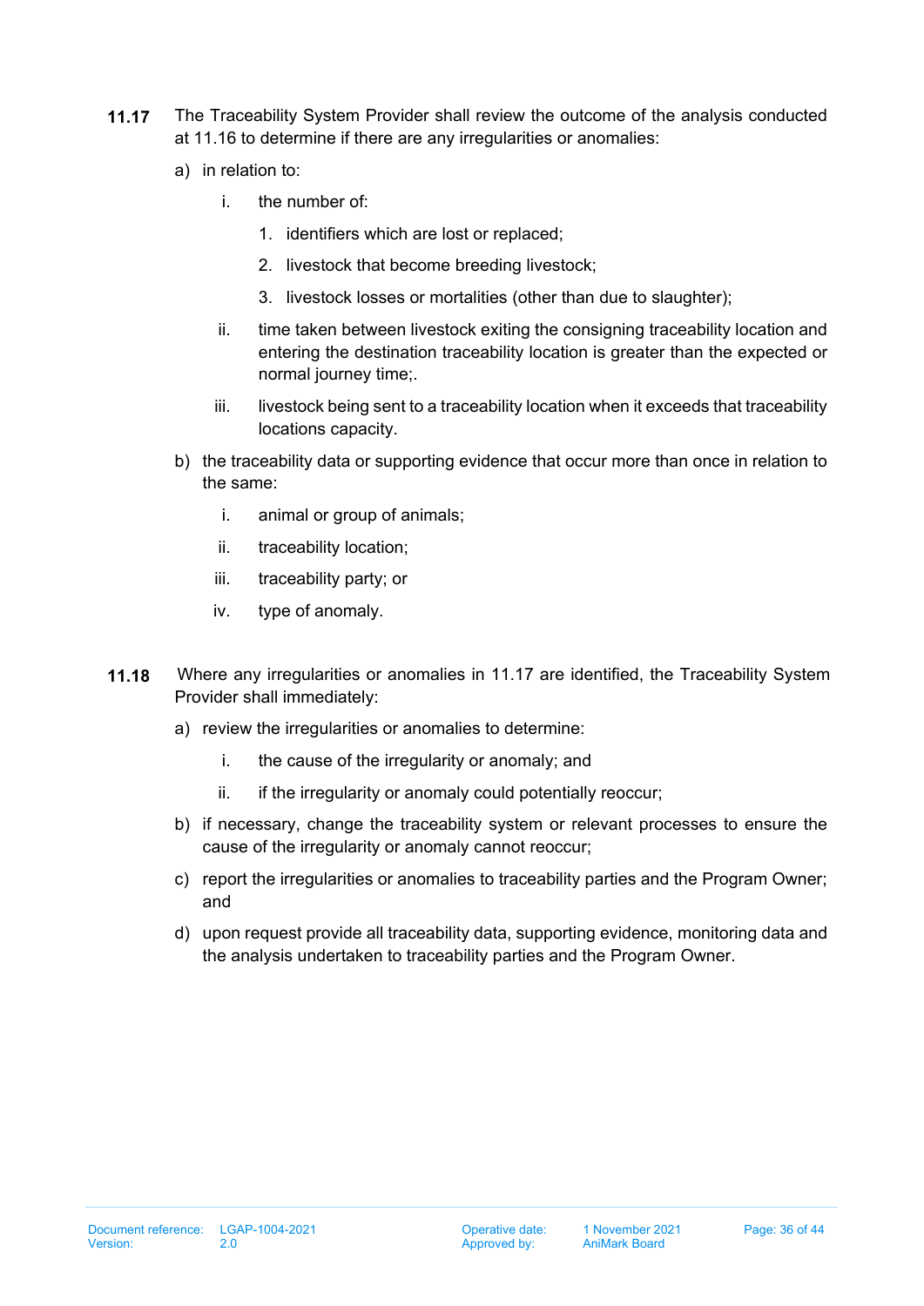**11.17** The Traceability System Provider shall review the outcome of the analysis conducted at 11.16 to determine if there are any irregularities or anomalies:

a) in relation to:

   i. the number of:

      1. identifiers which are lost or replaced;

      2. livestock that become breeding livestock;

      3. livestock losses or mortalities (other than due to slaughter);

   ii. time taken between livestock exiting the consigning traceability location and entering the destination traceability location is greater than the expected or normal journey time;.

   iii. livestock being sent to a traceability location when it exceeds that traceability locations capacity.

b) the traceability data or supporting evidence that occur more than once in relation to the same:

   i. animal or group of animals;

   ii. traceability location;

   iii. traceability party; or

   iv. type of anomaly.

**11.18** Where any irregularities or anomalies in 11.17 are identified, the Traceability System Provider shall immediately:

a) review the irregularities or anomalies to determine:

   i. the cause of the irregularity or anomaly; and

   ii. if the irregularity or anomaly could potentially reoccur;

b) if necessary, change the traceability system or relevant processes to ensure the cause of the irregularity or anomaly cannot reoccur;

c) report the irregularities or anomalies to traceability parties and the Program Owner; and

d) upon request provide all traceability data, supporting evidence, monitoring data and the analysis undertaken to traceability parties and the Program Owner.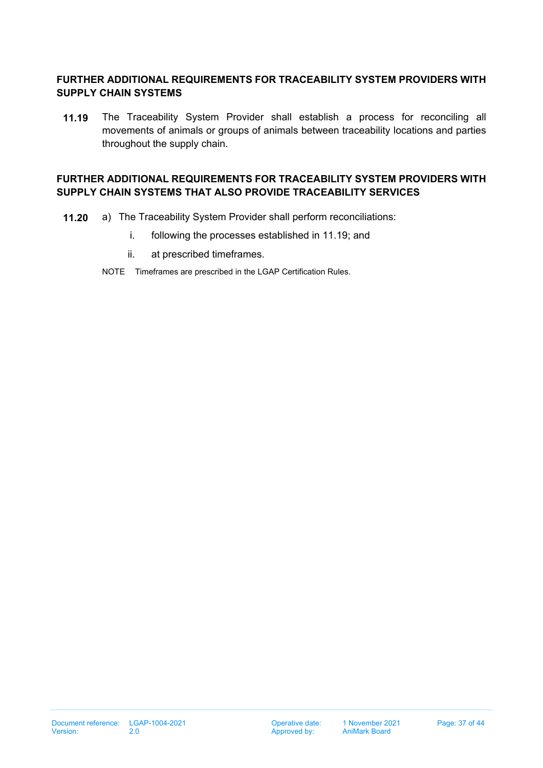**FURTHER ADDITIONAL REQUIREMENTS FOR TRACEABILITY SYSTEM PROVIDERS WITH SUPPLY CHAIN SYSTEMS**

**11.19** The Traceability System Provider shall establish a process for reconciling all movements of animals or groups of animals between traceability locations and parties throughout the supply chain.

**FURTHER ADDITIONAL REQUIREMENTS FOR TRACEABILITY SYSTEM PROVIDERS WITH SUPPLY CHAIN SYSTEMS THAT ALSO PROVIDE TRACEABILITY SERVICES**

**11.20** a) The Traceability System Provider shall perform reconciliations:

i. following the processes established in 11.19; and

ii. at prescribed timeframes.

NOTE Timeframes are prescribed in the LGAP Certification Rules.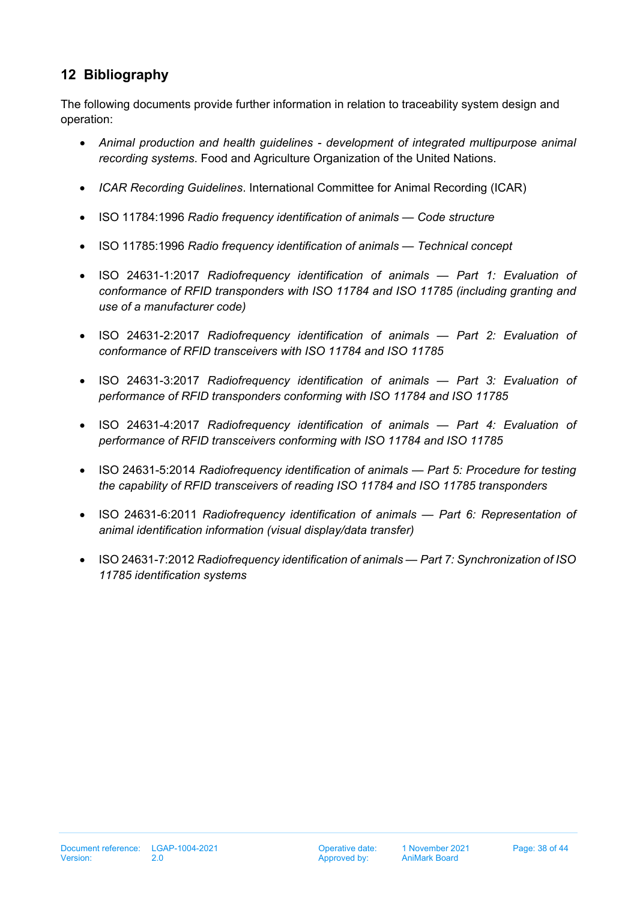## 12 Bibliography

The following documents provide further information in relation to traceability system design and operation:

- *Animal production and health guidelines - development of integrated multipurpose animal recording systems*. Food and Agriculture Organization of the United Nations.
- *ICAR Recording Guidelines*. International Committee for Animal Recording (ICAR)
- ISO 11784:1996 *Radio frequency identification of animals — Code structure*
- ISO 11785:1996 *Radio frequency identification of animals — Technical concept*
- ISO 24631-1:2017 *Radiofrequency identification of animals — Part 1: Evaluation of conformance of RFID transponders with ISO 11784 and ISO 11785 (including granting and use of a manufacturer code)*
- ISO 24631-2:2017 *Radiofrequency identification of animals — Part 2: Evaluation of conformance of RFID transceivers with ISO 11784 and ISO 11785*
- ISO 24631-3:2017 *Radiofrequency identification of animals — Part 3: Evaluation of performance of RFID transponders conforming with ISO 11784 and ISO 11785*
- ISO 24631-4:2017 *Radiofrequency identification of animals — Part 4: Evaluation of performance of RFID transceivers conforming with ISO 11784 and ISO 11785*
- ISO 24631-5:2014 *Radiofrequency identification of animals — Part 5: Procedure for testing the capability of RFID transceivers of reading ISO 11784 and ISO 11785 transponders*
- ISO 24631-6:2011 *Radiofrequency identification of animals — Part 6: Representation of animal identification information (visual display/data transfer)*
- ISO 24631-7:2012 *Radiofrequency identification of animals — Part 7: Synchronization of ISO 11785 identification systems*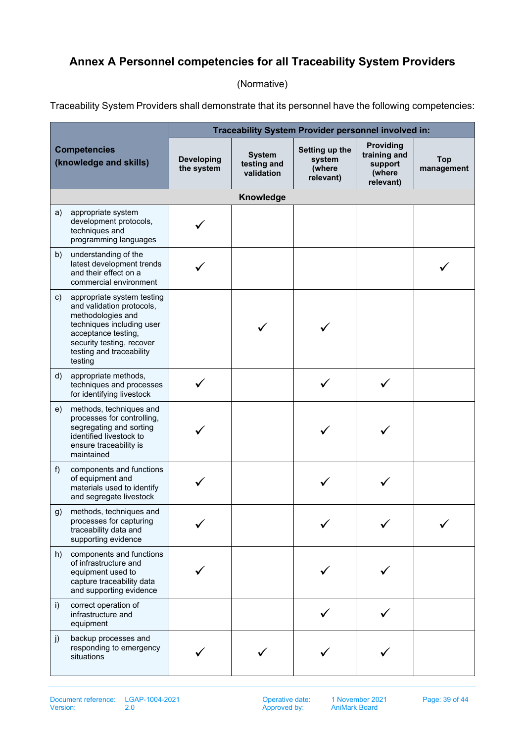# Annex A Personnel competencies for all Traceability System Providers

(Normative)

Traceability System Providers shall demonstrate that its personnel have the following competencies:

| Competencies (knowledge and skills) | Traceability System Provider personnel involved in: | | | | |
|---|---|---|---|---|---|
| | Developing the system | System testing and validation | Setting up the system (where relevant) | Providing training and support (where relevant) | Top management |
| **Knowledge** | | | | | |
| a) appropriate system development protocols, techniques and programming languages | ✓ | | | | |
| b) understanding of the latest development trends and their effect on a commercial environment | ✓ | | | | ✓ |
| c) appropriate system testing and validation protocols, methodologies and techniques including user acceptance testing, security testing, recover testing and traceability testing | | ✓ | ✓ | | |
| d) appropriate methods, techniques and processes for identifying livestock | ✓ | | ✓ | ✓ | |
| e) methods, techniques and processes for controlling, segregating and sorting identified livestock to ensure traceability is maintained | ✓ | | ✓ | ✓ | |
| f) components and functions of equipment and materials used to identify and segregate livestock | ✓ | | ✓ | ✓ | |
| g) methods, techniques and processes for capturing traceability data and supporting evidence | ✓ | | ✓ | ✓ | ✓ |
| h) components and functions of infrastructure and equipment used to capture traceability data and supporting evidence | ✓ | | ✓ | ✓ | |
| i) correct operation of infrastructure and equipment | | | ✓ | ✓ | |
| j) backup processes and responding to emergency situations | ✓ | ✓ | ✓ | ✓ | |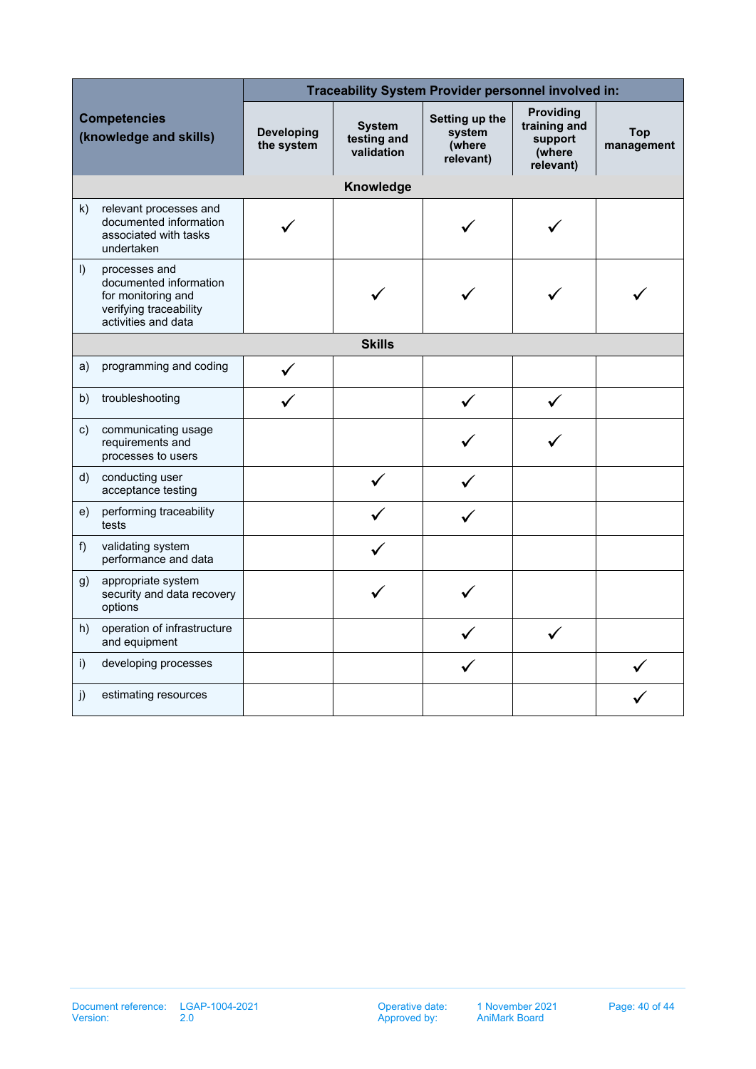| Competencies (knowledge and skills) | Traceability System Provider personnel involved in: | | | | |
|---|---|---|---|---|---|
| | Developing the system | System testing and validation | Setting up the system (where relevant) | Providing training and support (where relevant) | Top management |
| **Knowledge** | | | | | |
| k) relevant processes and documented information associated with tasks undertaken | ✓ | | ✓ | ✓ | |
| l) processes and documented information for monitoring and verifying traceability activities and data | | ✓ | ✓ | ✓ | ✓ |
| **Skills** | | | | | |
| a) programming and coding | ✓ | | | | |
| b) troubleshooting | ✓ | | ✓ | ✓ | |
| c) communicating usage requirements and processes to users | | | ✓ | ✓ | |
| d) conducting user acceptance testing | | ✓ | ✓ | | |
| e) performing traceability tests | | ✓ | ✓ | | |
| f) validating system performance and data | | ✓ | | | |
| g) appropriate system security and data recovery options | | ✓ | ✓ | | |
| h) operation of infrastructure and equipment | | | ✓ | ✓ | |
| i) developing processes | | | ✓ | | ✓ |
| j) estimating resources | | | | | ✓ |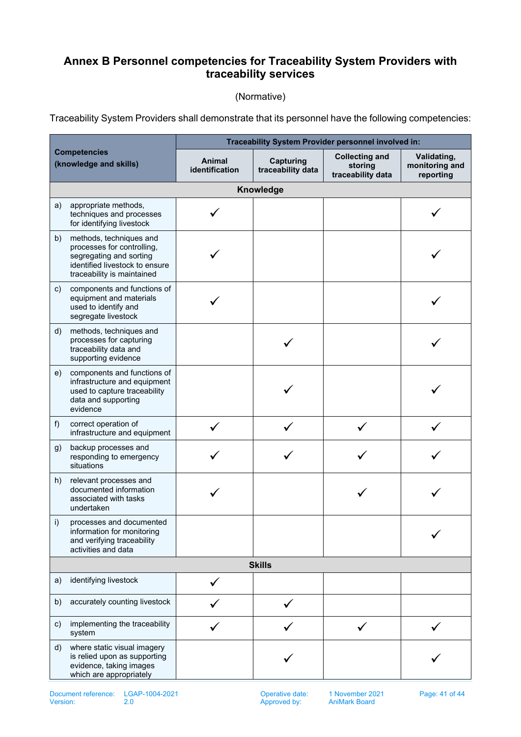## Annex B Personnel competencies for Traceability System Providers with traceability services

(Normative)

Traceability System Providers shall demonstrate that its personnel have the following competencies:

| Competencies (knowledge and skills) | Traceability System Provider personnel involved in: | | | |
|---|---|---|---|---|
| | **Animal identification** | **Capturing traceability data** | **Collecting and storing traceability data** | **Validating, monitoring and reporting** |
| **Knowledge** | | | | |
| a) appropriate methods, techniques and processes for identifying livestock | ✓ | | | ✓ |
| b) methods, techniques and processes for controlling, segregating and sorting identified livestock to ensure traceability is maintained | ✓ | | | ✓ |
| c) components and functions of equipment and materials used to identify and segregate livestock | ✓ | | | ✓ |
| d) methods, techniques and processes for capturing traceability data and supporting evidence | | ✓ | | ✓ |
| e) components and functions of infrastructure and equipment used to capture traceability data and supporting evidence | | ✓ | | ✓ |
| f) correct operation of infrastructure and equipment | ✓ | ✓ | ✓ | ✓ |
| g) backup processes and responding to emergency situations | ✓ | ✓ | ✓ | ✓ |
| h) relevant processes and documented information associated with tasks undertaken | ✓ | | ✓ | ✓ |
| i) processes and documented information for monitoring and verifying traceability activities and data | | | | ✓ |
| **Skills** | | | | |
| a) identifying livestock | ✓ | | | |
| b) accurately counting livestock | ✓ | ✓ | | |
| c) implementing the traceability system | ✓ | ✓ | ✓ | ✓ |
| d) where static visual imagery is relied upon as supporting evidence, taking images which are appropriately | | ✓ | | ✓ |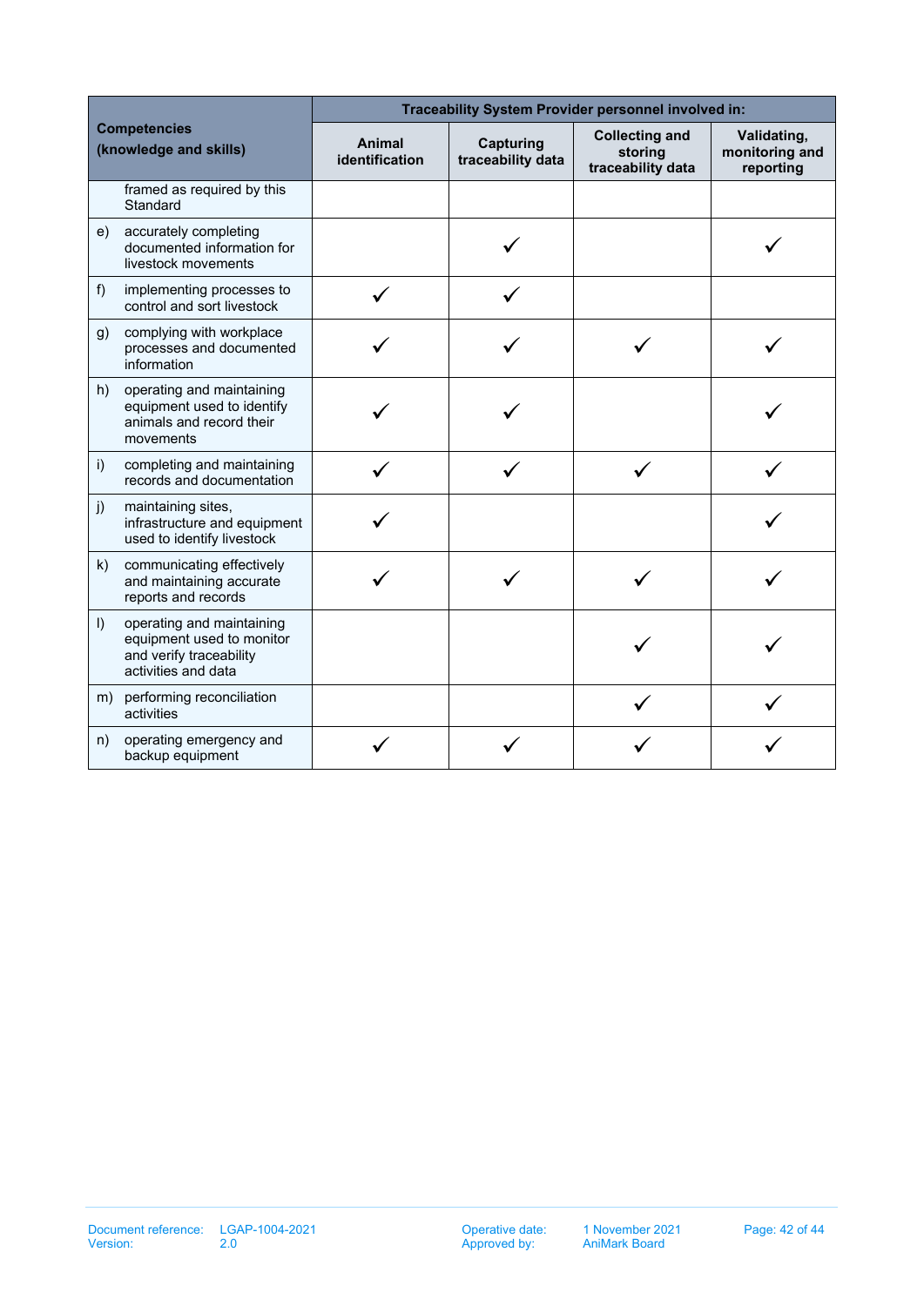| Competencies (knowledge and skills) | Traceability System Provider personnel involved in: | | | |
|---|---|---|---|---|
| | Animal identification | Capturing traceability data | Collecting and storing traceability data | Validating, monitoring and reporting |
| framed as required by this Standard | | | | |
| e) accurately completing documented information for livestock movements | | ✓ | | ✓ |
| f) implementing processes to control and sort livestock | ✓ | ✓ | | |
| g) complying with workplace processes and documented information | ✓ | ✓ | ✓ | ✓ |
| h) operating and maintaining equipment used to identify animals and record their movements | ✓ | ✓ | | ✓ |
| i) completing and maintaining records and documentation | ✓ | ✓ | ✓ | ✓ |
| j) maintaining sites, infrastructure and equipment used to identify livestock | ✓ | | | ✓ |
| k) communicating effectively and maintaining accurate reports and records | ✓ | ✓ | ✓ | ✓ |
| l) operating and maintaining equipment used to monitor and verify traceability activities and data | | | ✓ | ✓ |
| m) performing reconciliation activities | | | ✓ | ✓ |
| n) operating emergency and backup equipment | ✓ | ✓ | ✓ | ✓ |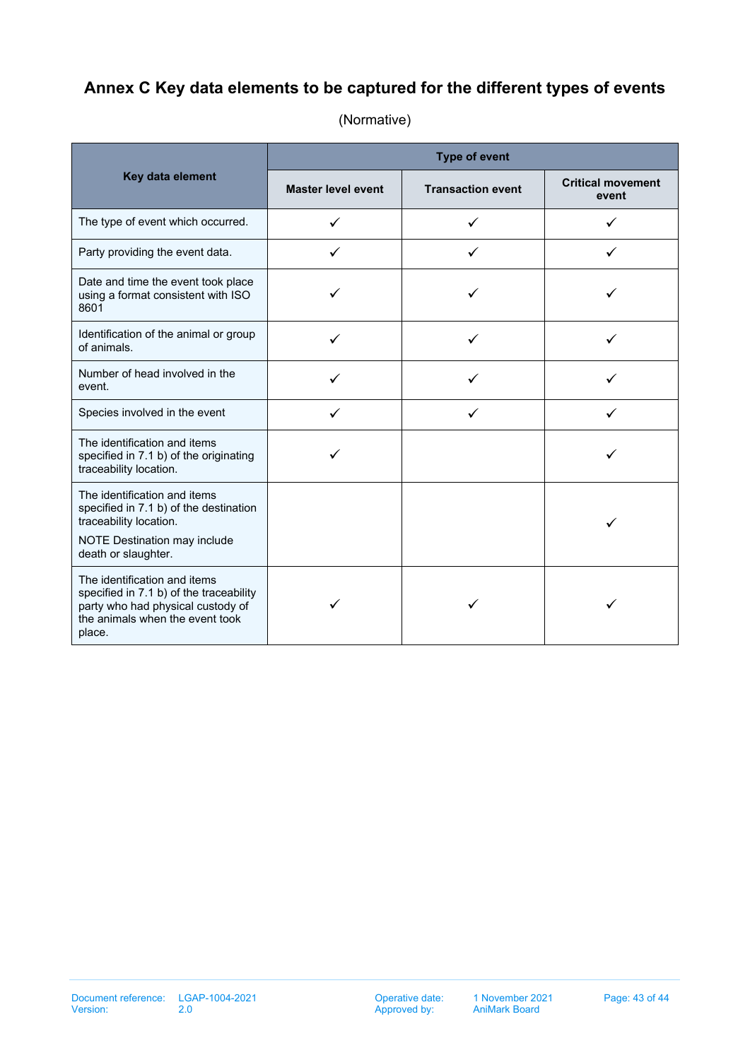# Annex C Key data elements to be captured for the different types of events

(Normative)

| Key data element | Type of event | | |
|---|---|---|---|
| | **Master level event** | **Transaction event** | **Critical movement event** |
| The type of event which occurred. | ✓ | ✓ | ✓ |
| Party providing the event data. | ✓ | ✓ | ✓ |
| Date and time the event took place using a format consistent with ISO 8601 | ✓ | ✓ | ✓ |
| Identification of the animal or group of animals. | ✓ | ✓ | ✓ |
| Number of head involved in the event. | ✓ | ✓ | ✓ |
| Species involved in the event | ✓ | ✓ | ✓ |
| The identification and items specified in 7.1 b) of the originating traceability location. | ✓ | | ✓ |
| The identification and items specified in 7.1 b) of the destination traceability location. NOTE Destination may include death or slaughter. | | | ✓ |
| The identification and items specified in 7.1 b) of the traceability party who had physical custody of the animals when the event took place. | ✓ | ✓ | ✓ |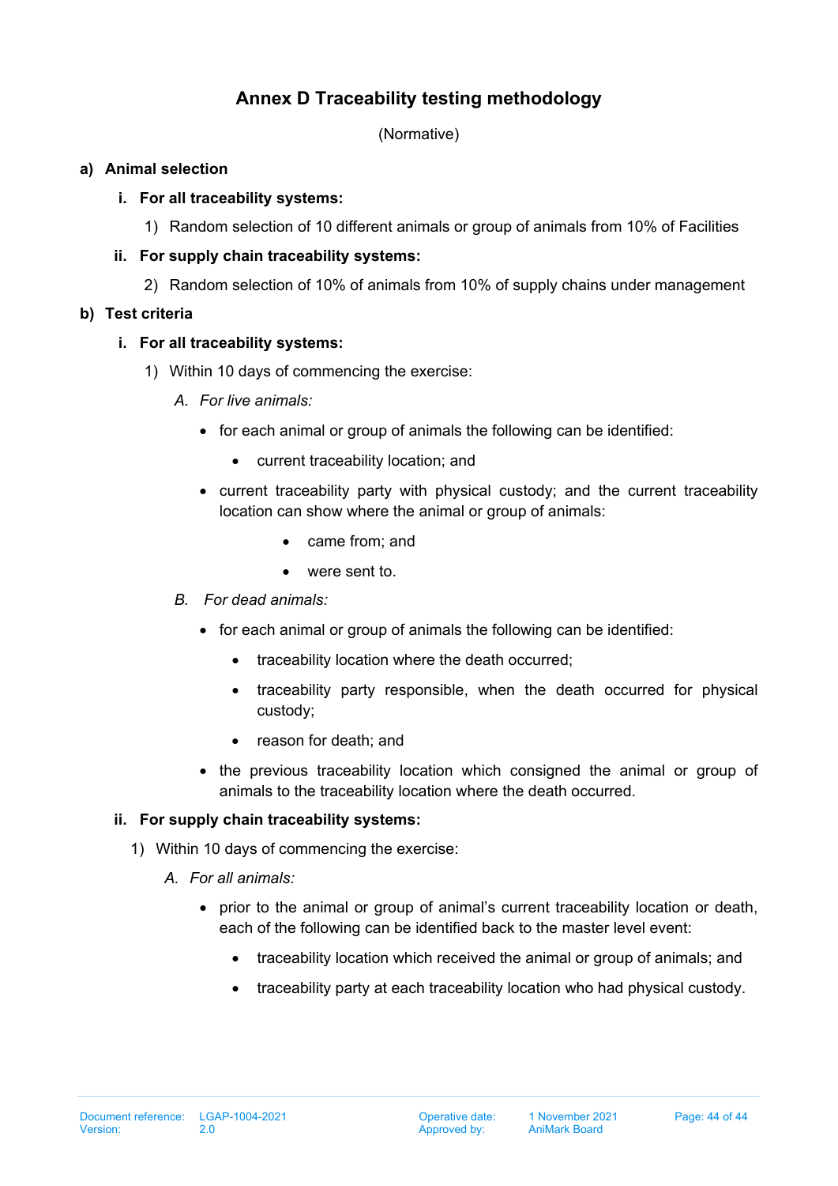# Annex D Traceability testing methodology

(Normative)

**a) Animal selection**

**i. For all traceability systems:**

1) Random selection of 10 different animals or group of animals from 10% of Facilities

**ii. For supply chain traceability systems:**

2) Random selection of 10% of animals from 10% of supply chains under management

**b) Test criteria**

**i. For all traceability systems:**

1) Within 10 days of commencing the exercise:

*A. For live animals:*

- for each animal or group of animals the following can be identified:
  - current traceability location; and
- current traceability party with physical custody; and the current traceability location can show where the animal or group of animals:
  - came from; and
  - were sent to.

*B. For dead animals:*

- for each animal or group of animals the following can be identified:
  - traceability location where the death occurred;
  - traceability party responsible, when the death occurred for physical custody;
  - reason for death; and
- the previous traceability location which consigned the animal or group of animals to the traceability location where the death occurred.

**ii. For supply chain traceability systems:**

1) Within 10 days of commencing the exercise:

*A. For all animals:*

- prior to the animal or group of animal's current traceability location or death, each of the following can be identified back to the master level event:
  - traceability location which received the animal or group of animals; and
  - traceability party at each traceability location who had physical custody.